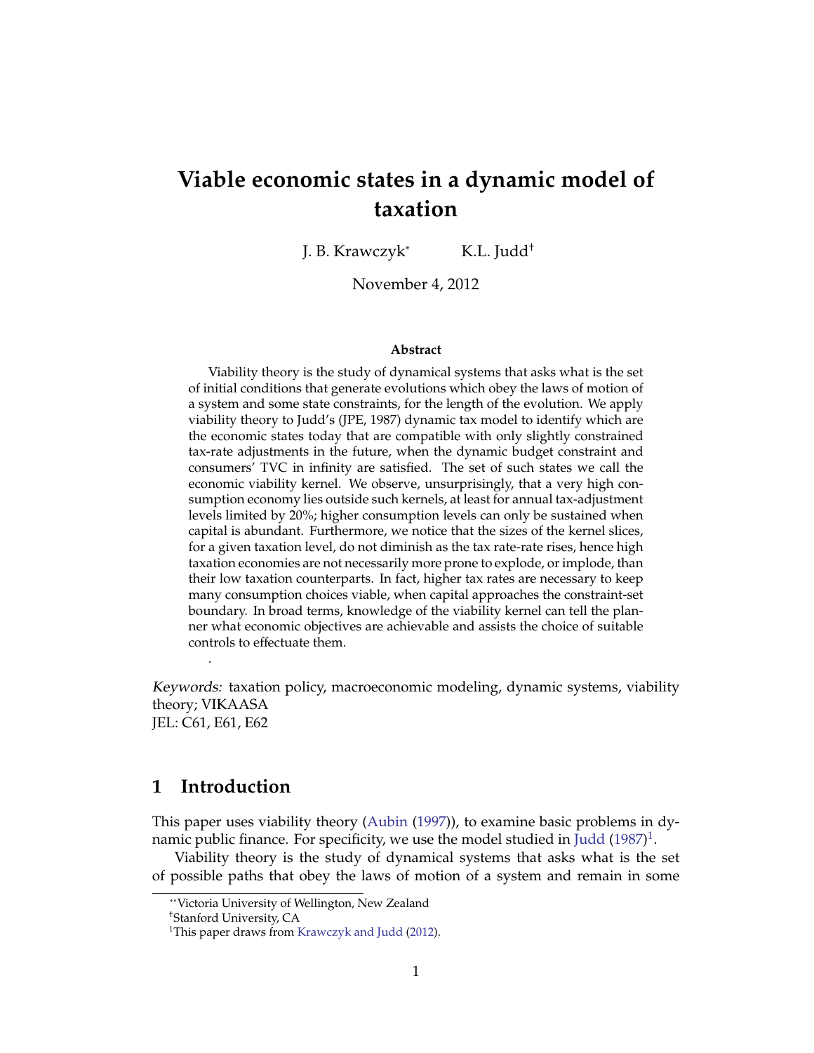# Viable economic states in a dynamic model of taxation

J. B. Krawczyk[*] K.L. Judd[†]

November 4, 2012

### Abstract

Viability theory is the study of dynamical systems that asks what is the set of initial conditions that generate evolutions which obey the laws of motion of a system and some state constraints, for the length of the evolution. We apply viability theory to Judd's (JPE, 1987) dynamic tax model to identify which are the economic states today that are compatible with only slightly constrained tax-rate adjustments in the future, when the dynamic budget constraint and consumers' TVC in infinity are satisfied. The set of such states we call the economic viability kernel. We observe, unsurprisingly, that a very high consumption economy lies outside such kernels, at least for annual tax-adjustment levels limited by 20%; higher consumption levels can only be sustained when capital is abundant. Furthermore, we notice that the sizes of the kernel slices, for a given taxation level, do not diminish as the tax rate-rate rises, hence high taxation economies are not necessarily more prone to explode, or implode, than their low taxation counterparts. In fact, higher tax rates are necessary to keep many consumption choices viable, when capital approaches the constraint-set boundary. In broad terms, knowledge of the viability kernel can tell the planner what economic objectives are achievable and assists the choice of suitable controls to effectuate them.

.

*Keywords:* taxation policy, macroeconomic modeling, dynamic systems, viability theory; VIKAASA
JEL: C61, E61, E62

## 1 Introduction

This paper uses viability theory (Aubin (1997)), to examine basic problems in dynamic public finance. For specificity, we use the model studied in Judd (1987)[1].

Viability theory is the study of dynamical systems that asks what is the set of possible paths that obey the laws of motion of a system and remain in some

[*]Victoria University of Wellington, New Zealand

[†]Stanford University, CA

[1]This paper draws from Krawczyk and Judd (2012).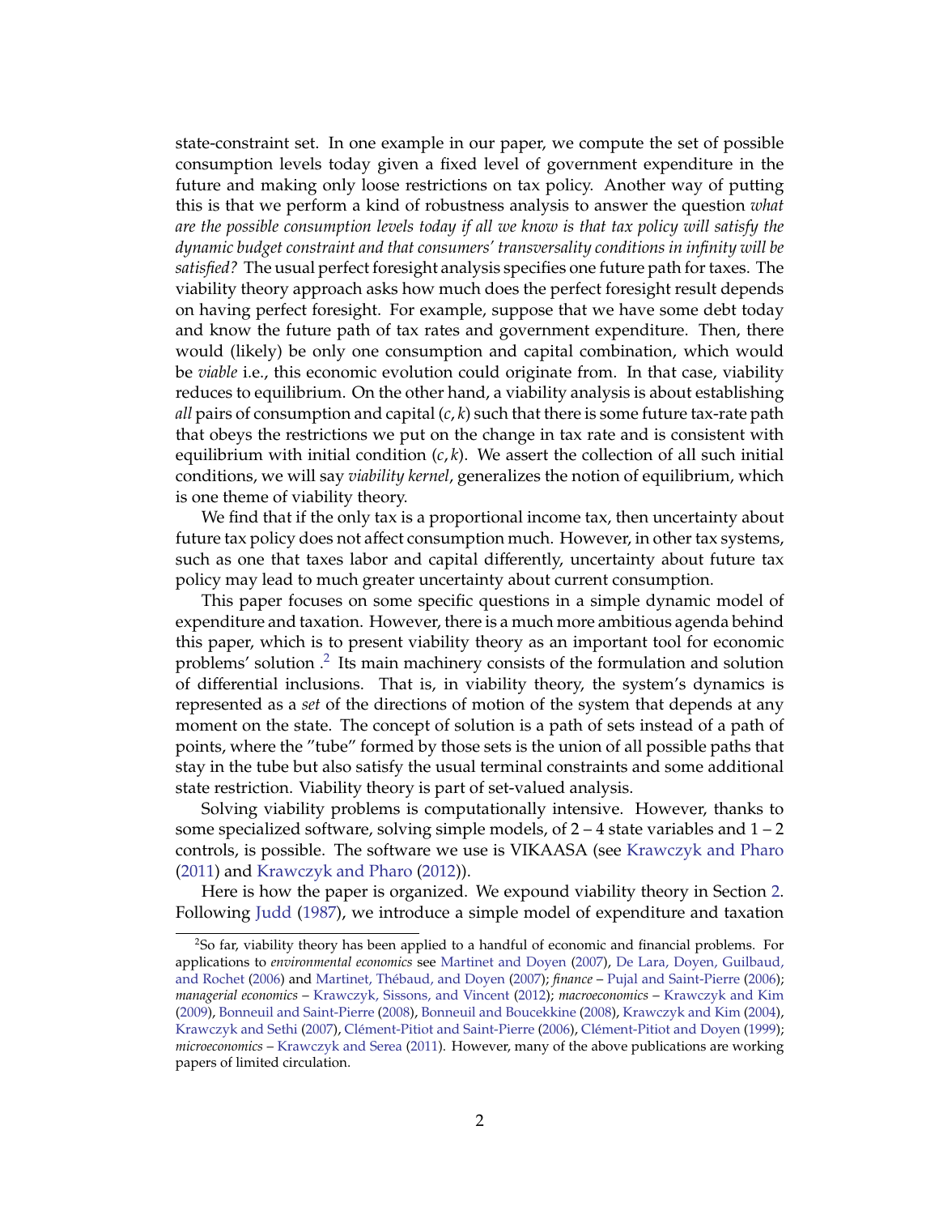state-constraint set. In one example in our paper, we compute the set of possible consumption levels today given a fixed level of government expenditure in the future and making only loose restrictions on tax policy. Another way of putting this is that we perform a kind of robustness analysis to answer the question *what are the possible consumption levels today if all we know is that tax policy will satisfy the dynamic budget constraint and that consumers' transversality conditions in infinity will be satisfied?* The usual perfect foresight analysis specifies one future path for taxes. The viability theory approach asks how much does the perfect foresight result depends on having perfect foresight. For example, suppose that we have some debt today and know the future path of tax rates and government expenditure. Then, there would (likely) be only one consumption and capital combination, which would be *viable* i.e., this economic evolution could originate from. In that case, viability reduces to equilibrium. On the other hand, a viability analysis is about establishing *all* pairs of consumption and capital $(c, k)$ such that there is some future tax-rate path that obeys the restrictions we put on the change in tax rate and is consistent with equilibrium with initial condition $(c, k)$. We assert the collection of all such initial conditions, we will say *viability kernel*, generalizes the notion of equilibrium, which is one theme of viability theory.

We find that if the only tax is a proportional income tax, then uncertainty about future tax policy does not affect consumption much. However, in other tax systems, such as one that taxes labor and capital differently, uncertainty about future tax policy may lead to much greater uncertainty about current consumption.

This paper focuses on some specific questions in a simple dynamic model of expenditure and taxation. However, there is a much more ambitious agenda behind this paper, which is to present viability theory as an important tool for economic problems' solution .[2] Its main machinery consists of the formulation and solution of differential inclusions. That is, in viability theory, the system's dynamics is represented as a *set* of the directions of motion of the system that depends at any moment on the state. The concept of solution is a path of sets instead of a path of points, where the "tube" formed by those sets is the union of all possible paths that stay in the tube but also satisfy the usual terminal constraints and some additional state restriction. Viability theory is part of set-valued analysis.

Solving viability problems is computationally intensive. However, thanks to some specialized software, solving simple models, of 2 – 4 state variables and 1 – 2 controls, is possible. The software we use is VIKAASA (see Krawczyk and Pharo (2011) and Krawczyk and Pharo (2012)).

Here is how the paper is organized. We expound viability theory in Section 2. Following Judd (1987), we introduce a simple model of expenditure and taxation

[2] So far, viability theory has been applied to a handful of economic and financial problems. For applications to *environmental economics* see Martinet and Doyen (2007), De Lara, Doyen, Guilbaud, and Rochet (2006) and Martinet, Thébaud, and Doyen (2007); *finance* – Pujal and Saint-Pierre (2006); *managerial economics* – Krawczyk, Sissons, and Vincent (2012); *macroeconomics* – Krawczyk and Kim (2009), Bonneuil and Saint-Pierre (2008), Bonneuil and Boucekkine (2008), Krawczyk and Kim (2004), Krawczyk and Sethi (2007), Clément-Pitiot and Saint-Pierre (2006), Clément-Pitiot and Doyen (1999); *microeconomics* – Krawczyk and Serea (2011). However, many of the above publications are working papers of limited circulation.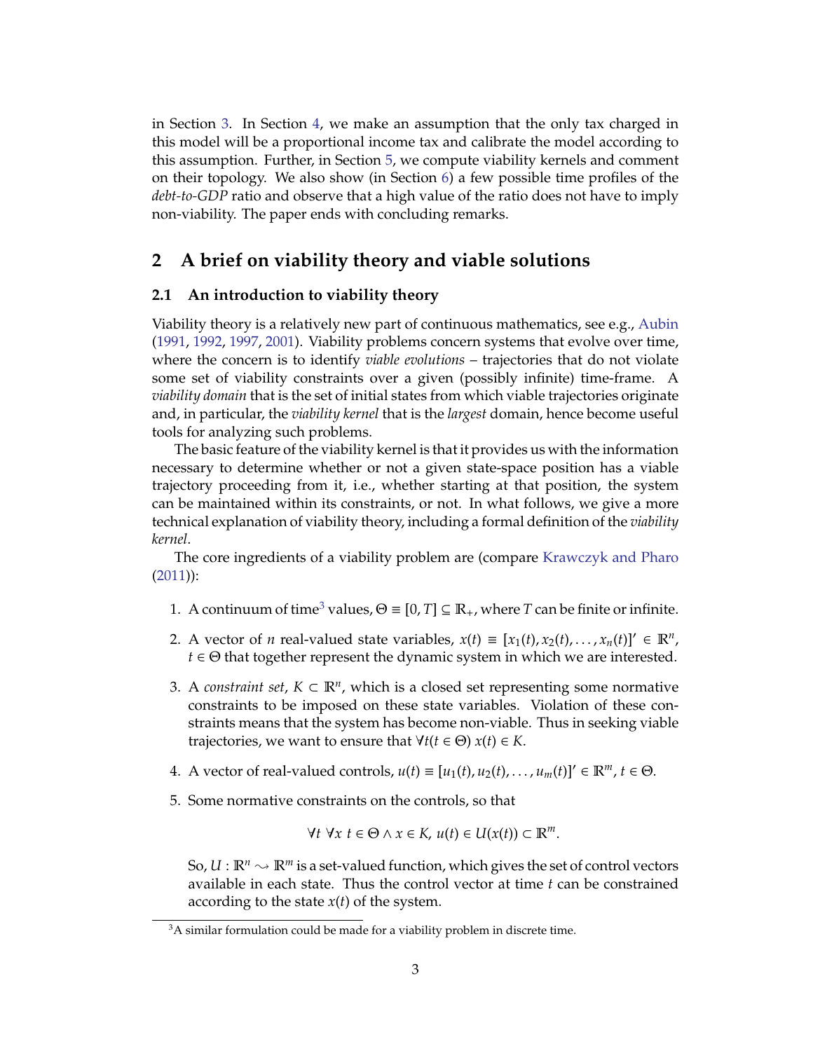in Section 3. In Section 4, we make an assumption that the only tax charged in this model will be a proportional income tax and calibrate the model according to this assumption. Further, in Section 5, we compute viability kernels and comment on their topology. We also show (in Section 6) a few possible time profiles of the *debt-to-GDP* ratio and observe that a high value of the ratio does not have to imply non-viability. The paper ends with concluding remarks.

## 2 A brief on viability theory and viable solutions

### 2.1 An introduction to viability theory

Viability theory is a relatively new part of continuous mathematics, see e.g., Aubin (1991, 1992, 1997, 2001). Viability problems concern systems that evolve over time, where the concern is to identify *viable evolutions* – trajectories that do not violate some set of viability constraints over a given (possibly infinite) time-frame. A *viability domain* that is the set of initial states from which viable trajectories originate and, in particular, the *viability kernel* that is the *largest* domain, hence become useful tools for analyzing such problems.

The basic feature of the viability kernel is that it provides us with the information necessary to determine whether or not a given state-space position has a viable trajectory proceeding from it, i.e., whether starting at that position, the system can be maintained within its constraints, or not. In what follows, we give a more technical explanation of viability theory, including a formal definition of the *viability kernel*.

The core ingredients of a viability problem are (compare Krawczyk and Pharo (2011)):

1. A continuum of time[3] values, $\Theta \equiv [0, T] \subseteq \mathbb{R}_+$, where $T$ can be finite or infinite.
2. A vector of $n$ real-valued state variables, $x(t) \equiv [x_1(t), x_2(t), \dots, x_n(t)]' \in \mathbb{R}^n$, $t \in \Theta$ that together represent the dynamic system in which we are interested.
3. A *constraint set*, $K \subset \mathbb{R}^n$, which is a closed set representing some normative constraints to be imposed on these state variables. Violation of these constraints means that the system has become non-viable. Thus in seeking viable trajectories, we want to ensure that $\forall t (t \in \Theta)\ x(t) \in K$.
4. A vector of real-valued controls, $u(t) \equiv [u_1(t), u_2(t), \dots, u_m(t)]' \in \mathbb{R}^m$, $t \in \Theta$.
5. Some normative constraints on the controls, so that

$$\forall t\ \forall x\ t \in \Theta \wedge x \in K,\ u(t) \in U(x(t)) \subset \mathbb{R}^m.$$

So, $U : \mathbb{R}^n \rightsquigarrow \mathbb{R}^m$ is a set-valued function, which gives the set of control vectors available in each state. Thus the control vector at time $t$ can be constrained according to the state $x(t)$ of the system.

[3] A similar formulation could be made for a viability problem in discrete time.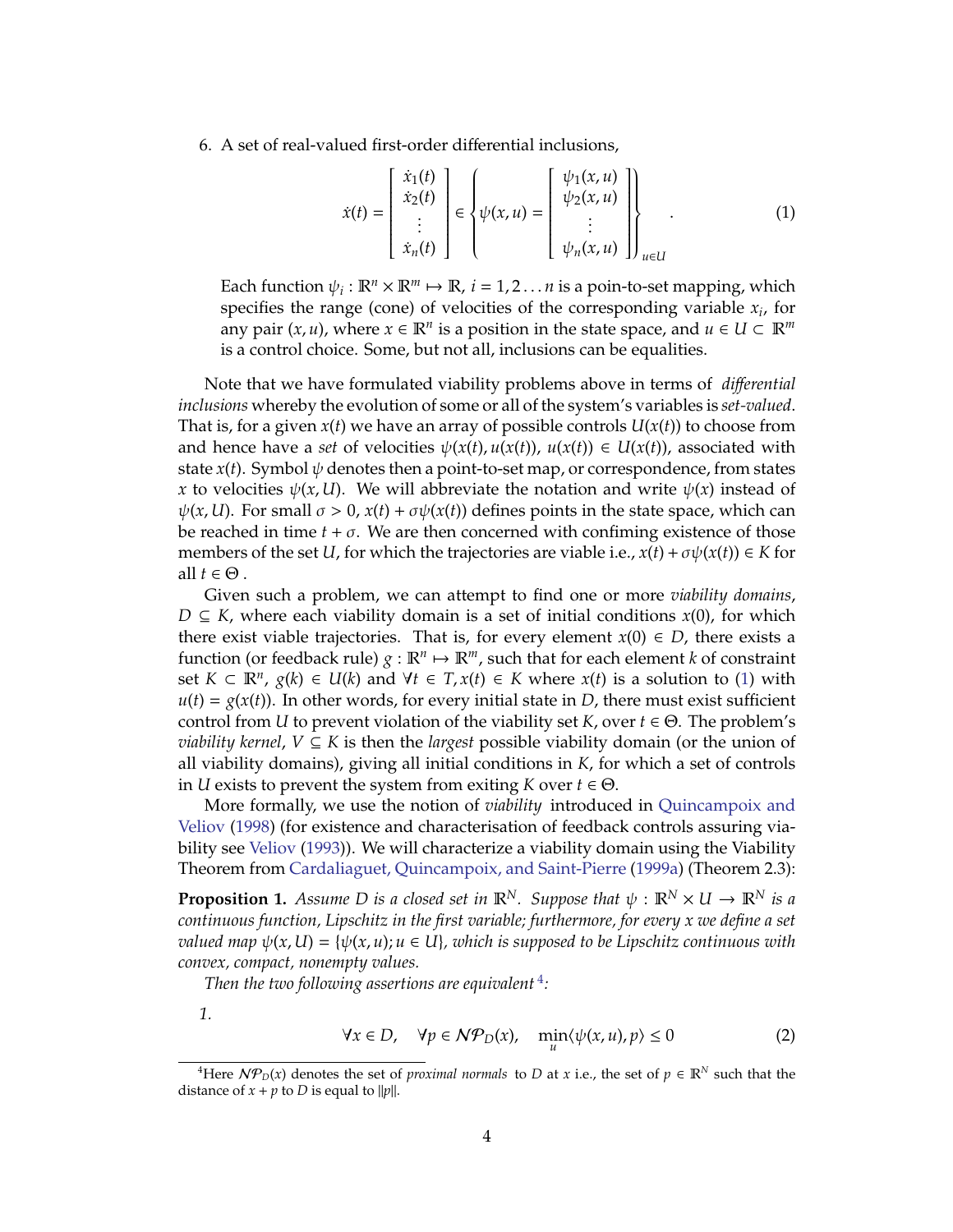6. A set of real-valued first-order differential inclusions,

$$\dot{x}(t) = \begin{bmatrix} \dot{x}_1(t) \\ \dot{x}_2(t) \\ \vdots \\ \dot{x}_n(t) \end{bmatrix} \in \left\{ \psi(x,u) = \begin{bmatrix} \psi_1(x,u) \\ \psi_2(x,u) \\ \vdots \\ \psi_n(x,u) \end{bmatrix} \right\}_{u \in U} . \tag{1}$$

Each function $\psi_i : \mathbb{R}^n \times \mathbb{R}^m \mapsto \mathbb{R}$, $i = 1, 2 \ldots n$ is a poin-to-set mapping, which specifies the range (cone) of velocities of the corresponding variable $x_i$, for any pair $(x, u)$, where $x \in \mathbb{R}^n$ is a position in the state space, and $u \in U \subset \mathbb{R}^m$ is a control choice. Some, but not all, inclusions can be equalities.

Note that we have formulated viability problems above in terms of *differential inclusions* whereby the evolution of some or all of the system's variables is *set-valued*. That is, for a given $x(t)$ we have an array of possible controls $U(x(t))$ to choose from and hence have a *set* of velocities $\psi(x(t), u(x(t)))$, $u(x(t)) \in U(x(t))$, associated with state $x(t)$. Symbol $\psi$ denotes then a point-to-set map, or correspondence, from states $x$ to velocities $\psi(x, U)$. We will abbreviate the notation and write $\psi(x)$ instead of $\psi(x, U)$. For small $\sigma > 0$, $x(t) + \sigma\psi(x(t))$ defines points in the state space, which can be reached in time $t + \sigma$. We are then concerned with confiming existence of those members of the set $U$, for which the trajectories are viable i.e., $x(t) + \sigma\psi(x(t)) \in K$ for all $t \in \Theta$ .

Given such a problem, we can attempt to find one or more *viability domains*, $D \subseteq K$, where each viability domain is a set of initial conditions $x(0)$, for which there exist viable trajectories. That is, for every element $x(0) \in D$, there exists a function (or feedback rule) $g : \mathbb{R}^n \mapsto \mathbb{R}^m$, such that for each element $k$ of constraint set $K \subset \mathbb{R}^n$, $g(k) \in U(k)$ and $\forall t \in T, x(t) \in K$ where $x(t)$ is a solution to (1) with $u(t) = g(x(t))$. In other words, for every initial state in $D$, there must exist sufficient control from $U$ to prevent violation of the viability set $K$, over $t \in \Theta$. The problem's *viability kernel*, $V \subseteq K$ is then the *largest* possible viability domain (or the union of all viability domains), giving all initial conditions in $K$, for which a set of controls in $U$ exists to prevent the system from exiting $K$ over $t \in \Theta$.

More formally, we use the notion of *viability* introduced in Quincampoix and Veliov (1998) (for existence and characterisation of feedback controls assuring viability see Veliov (1993)). We will characterize a viability domain using the Viability Theorem from Cardaliaguet, Quincampoix, and Saint-Pierre (1999a) (Theorem 2.3):

**Proposition 1.** *Assume $D$ is a closed set in $\mathbb{R}^N$. Suppose that $\psi : \mathbb{R}^N \times U \to \mathbb{R}^N$ is a continuous function, Lipschitz in the first variable; furthermore, for every $x$ we define a set valued map $\psi(x, U) = \{\psi(x, u); u \in U\}$, which is supposed to be Lipschitz continuous with convex, compact, nonempty values.*

*Then the two following assertions are equivalent* [4]*:*

1.

$$\forall x \in D, \quad \forall p \in \mathcal{NP}_D(x), \quad \min_u \langle \psi(x,u), p \rangle \leq 0 \tag{2}$$

[4]Here $\mathcal{NP}_D(x)$ denotes the set of *proximal normals* to $D$ at $x$ i.e., the set of $p \in \mathbb{R}^N$ such that the distance of $x + p$ to $D$ is equal to $\|p\|$.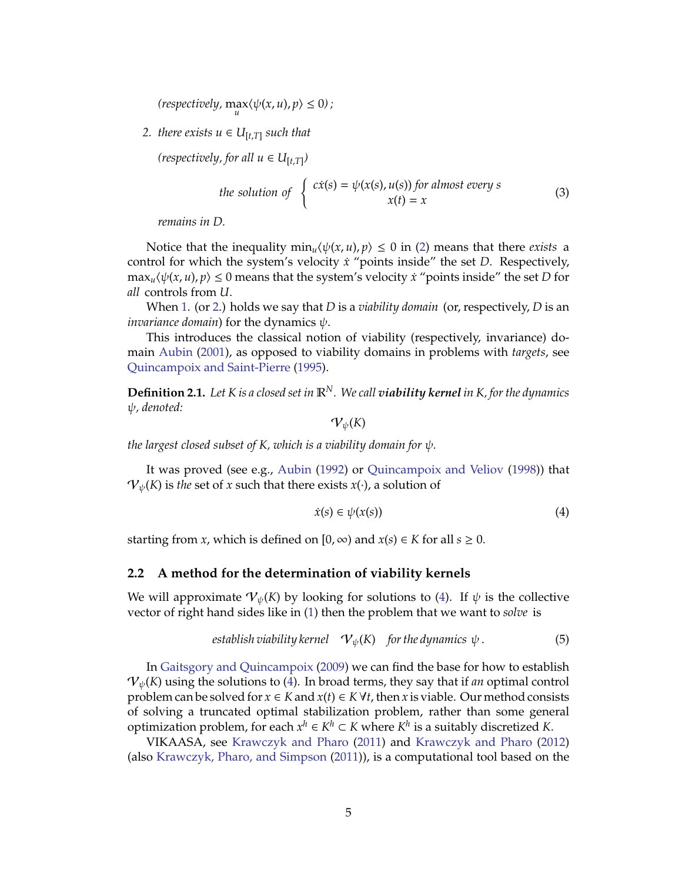*(respectively,* $\max_u \langle \psi(x,u), p \rangle \leq 0$*)* ;

2. *there exists* $u \in U_{[t,T]}$ *such that*

   *(respectively, for all* $u \in U_{[t,T]}$*)*

$$\text{the solution of } \begin{cases} c\dot{x}(s) = \psi(x(s), u(s)) \text{ for almost every } s \\ x(t) = x \end{cases} \tag{3}$$

   *remains in D.*

Notice that the inequality $\min_u \langle \psi(x,u), p \rangle \leq 0$ in (2) means that there *exists* a control for which the system's velocity $\dot{x}$ "points inside" the set $D$. Respectively, $\max_u \langle \psi(x,u), p \rangle \leq 0$ means that the system's velocity $\dot{x}$ "points inside" the set $D$ for *all* controls from $U$.

When 1. (or 2.) holds we say that $D$ is a *viability domain* (or, respectively, $D$ is an *invariance domain*) for the dynamics $\psi$.

This introduces the classical notion of viability (respectively, invariance) domain Aubin (2001), as opposed to viability domains in problems with *targets*, see Quincampoix and Saint-Pierre (1995).

**Definition 2.1.** *Let K is a closed set in* $\mathbb{R}^N$*. We call* ***viability kernel*** *in K, for the dynamics* $\psi$*, denoted:*

$$\mathcal{V}_{\psi}(K)$$

*the largest closed subset of K, which is a viability domain for* $\psi$*.*

It was proved (see e.g., Aubin (1992) or Quincampoix and Veliov (1998)) that $\mathcal{V}_{\psi}(K)$ is *the* set of $x$ such that there exists $x(\cdot)$, a solution of

$$\dot{x}(s) \in \psi(x(s)) \tag{4}$$

starting from $x$, which is defined on $[0, \infty)$ and $x(s) \in K$ for all $s \geq 0$.

## 2.2 A method for the determination of viability kernels

We will approximate $\mathcal{V}_{\psi}(K)$ by looking for solutions to (4). If $\psi$ is the collective vector of right hand sides like in (1) then the problem that we want to *solve* is

$$\textit{establish viability kernel} \quad \mathcal{V}_{\psi}(K) \quad \textit{for the dynamics } \psi \, . \tag{5}$$

In Gaitsgory and Quincampoix (2009) we can find the base for how to establish $\mathcal{V}_{\psi}(K)$ using the solutions to (4). In broad terms, they say that if *an* optimal control problem can be solved for $x \in K$ and $x(t) \in K \; \forall t$, then $x$ is viable. Our method consists of solving a truncated optimal stabilization problem, rather than some general optimization problem, for each $x^h \in K^h \subset K$ where $K^h$ is a suitably discretized $K$.

VIKAASA, see Krawczyk and Pharo (2011) and Krawczyk and Pharo (2012) (also Krawczyk, Pharo, and Simpson (2011)), is a computational tool based on the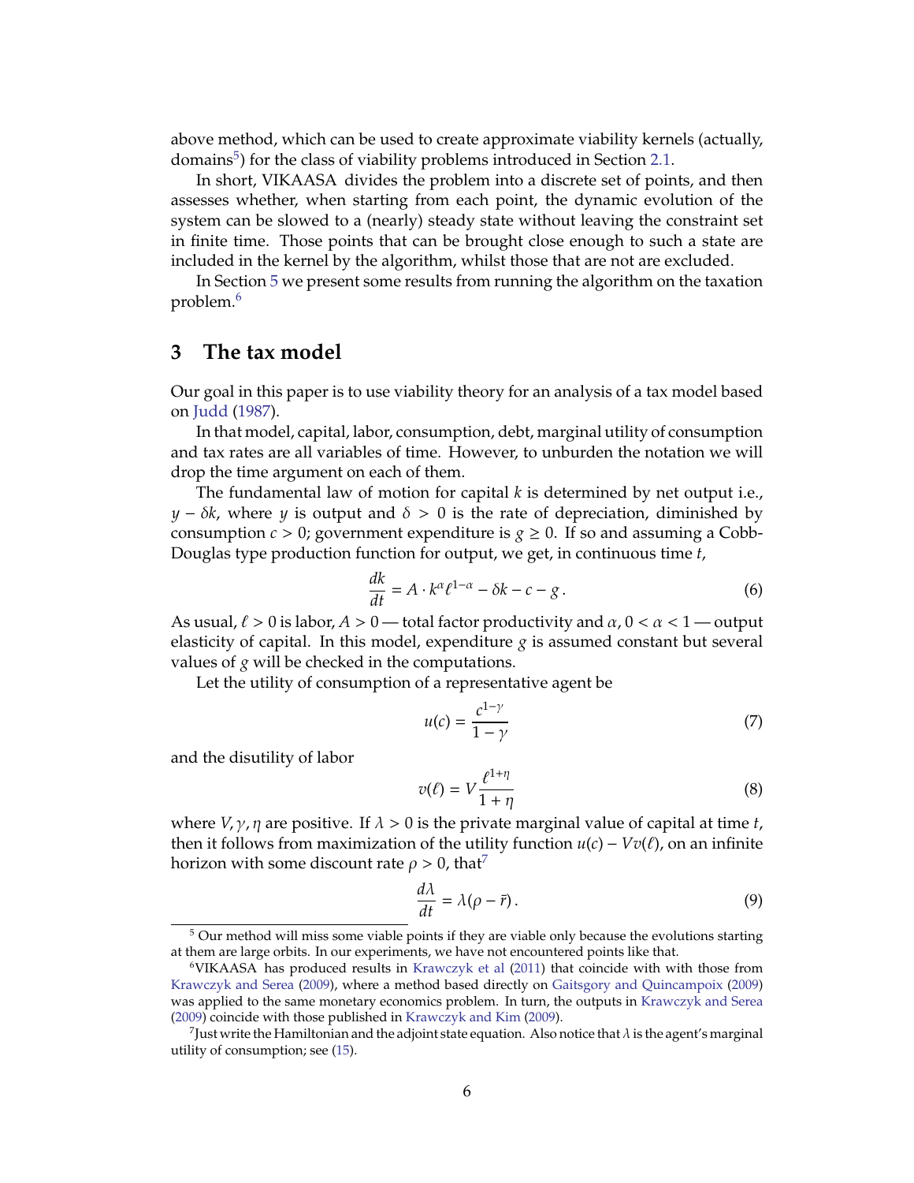above method, which can be used to create approximate viability kernels (actually, domains[5]) for the class of viability problems introduced in Section 2.1.

In short, VIKAASA divides the problem into a discrete set of points, and then assesses whether, when starting from each point, the dynamic evolution of the system can be slowed to a (nearly) steady state without leaving the constraint set in finite time. Those points that can be brought close enough to such a state are included in the kernel by the algorithm, whilst those that are not are excluded.

In Section 5 we present some results from running the algorithm on the taxation problem.[6]

# 3 The tax model

Our goal in this paper is to use viability theory for an analysis of a tax model based on Judd (1987).

In that model, capital, labor, consumption, debt, marginal utility of consumption and tax rates are all variables of time. However, to unburden the notation we will drop the time argument on each of them.

The fundamental law of motion for capital $k$ is determined by net output i.e., $y - \delta k$, where $y$ is output and $\delta > 0$ is the rate of depreciation, diminished by consumption $c > 0$; government expenditure is $g \geq 0$. If so and assuming a Cobb-Douglas type production function for output, we get, in continuous time $t$,

$$\frac{dk}{dt} = A \cdot k^{\alpha} \ell^{1-\alpha} - \delta k - c - g\,. \tag{6}$$

As usual, $\ell > 0$ is labor, $A > 0$ — total factor productivity and $\alpha$, $0 < \alpha < 1$ — output elasticity of capital. In this model, expenditure $g$ is assumed constant but several values of $g$ will be checked in the computations.

Let the utility of consumption of a representative agent be

$$u(c) = \frac{c^{1-\gamma}}{1-\gamma} \tag{7}$$

and the disutility of labor

$$v(\ell) = V\frac{\ell^{1+\eta}}{1+\eta} \tag{8}$$

where $V, \gamma, \eta$ are positive. If $\lambda > 0$ is the private marginal value of capital at time $t$, then it follows from maximization of the utility function $u(c) - Vv(\ell)$, on an infinite horizon with some discount rate $\rho > 0$, that[7]

$$\frac{d\lambda}{dt} = \lambda(\rho - \bar{r})\,. \tag{9}$$

---

[5] Our method will miss some viable points if they are viable only because the evolutions starting at them are large orbits. In our experiments, we have not encountered points like that.

[6] VIKAASA has produced results in Krawczyk et al (2011) that coincide with with those from Krawczyk and Serea (2009), where a method based directly on Gaitsgory and Quincampoix (2009) was applied to the same monetary economics problem. In turn, the outputs in Krawczyk and Serea (2009) coincide with those published in Krawczyk and Kim (2009).

[7] Just write the Hamiltonian and the adjoint state equation. Also notice that $\lambda$ is the agent's marginal utility of consumption; see (15).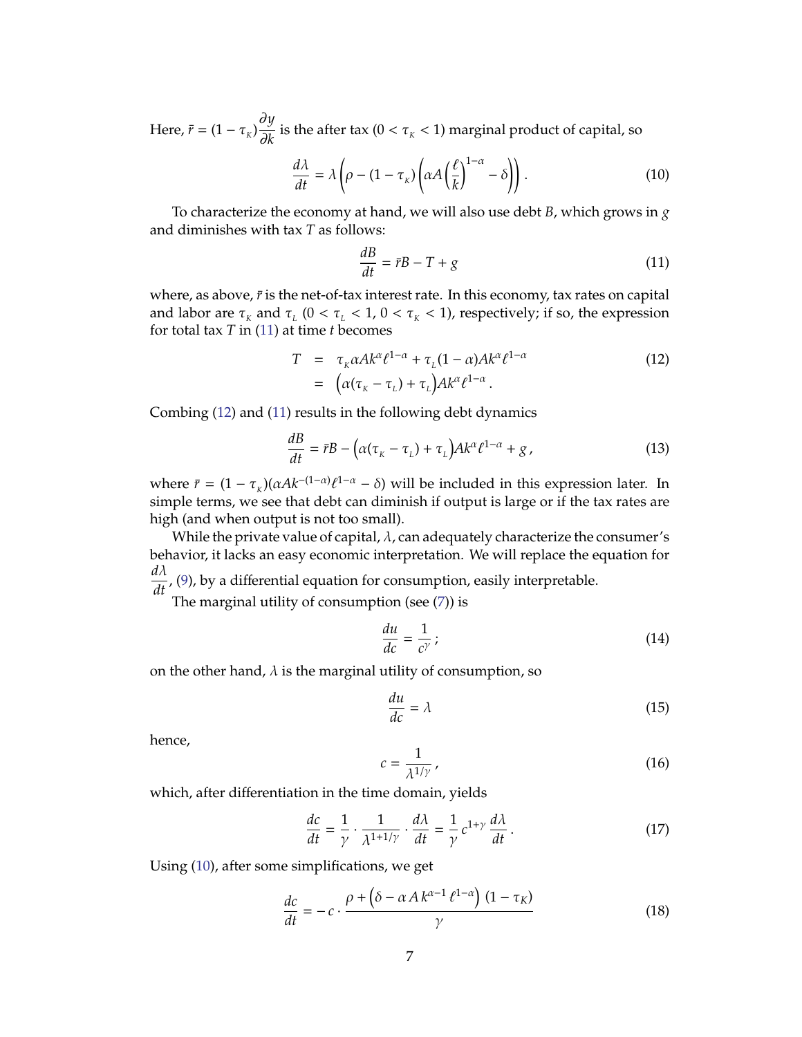Here, $\bar{r} = (1 - \tau_K)\dfrac{\partial y}{\partial k}$ is the after tax ($0 < \tau_K < 1$) marginal product of capital, so

$$\frac{d\lambda}{dt} = \lambda\left(\rho - (1 - \tau_K)\left(\alpha A \left(\frac{\ell}{k}\right)^{1-\alpha} - \delta\right)\right). \tag{10}$$

To characterize the economy at hand, we will also use debt $B$, which grows in $g$ and diminishes with tax $T$ as follows:

$$\frac{dB}{dt} = \bar{r}B - T + g \tag{11}$$

where, as above, $\bar{r}$ is the net-of-tax interest rate. In this economy, tax rates on capital and labor are $\tau_K$ and $\tau_L$ ($0 < \tau_L < 1$, $0 < \tau_K < 1$), respectively; if so, the expression for total tax $T$ in (11) at time $t$ becomes

$$\begin{aligned} T &= \tau_K \alpha A k^\alpha \ell^{1-\alpha} + \tau_L (1 - \alpha) A k^\alpha \ell^{1-\alpha} \\ &= \Big(\alpha(\tau_K - \tau_L) + \tau_L\Big) A k^\alpha \ell^{1-\alpha}. \end{aligned} \tag{12}$$

Combing (12) and (11) results in the following debt dynamics

$$\frac{dB}{dt} = \bar{r}B - \Big(\alpha(\tau_K - \tau_L) + \tau_L\Big) A k^\alpha \ell^{1-\alpha} + g, \tag{13}$$

where $\bar{r} = (1 - \tau_K)(\alpha A k^{-(1-\alpha)} \ell^{1-\alpha} - \delta)$ will be included in this expression later. In simple terms, we see that debt can diminish if output is large or if the tax rates are high (and when output is not too small).

While the private value of capital, $\lambda$, can adequately characterize the consumer's behavior, it lacks an easy economic interpretation. We will replace the equation for $\dfrac{d\lambda}{dt}$, (9), by a differential equation for consumption, easily interpretable.

The marginal utility of consumption (see (7)) is

$$\frac{du}{dc} = \frac{1}{c^\gamma}; \tag{14}$$

on the other hand, $\lambda$ is the marginal utility of consumption, so

$$\frac{du}{dc} = \lambda \tag{15}$$

hence,

$$c = \frac{1}{\lambda^{1/\gamma}}, \tag{16}$$

which, after differentiation in the time domain, yields

$$\frac{dc}{dt} = \frac{1}{\gamma} \cdot \frac{1}{\lambda^{1+1/\gamma}} \cdot \frac{d\lambda}{dt} = \frac{1}{\gamma} c^{1+\gamma} \frac{d\lambda}{dt}. \tag{17}$$

Using (10), after some simplifications, we get

$$\frac{dc}{dt} = -c \cdot \frac{\rho + \left(\delta - \alpha A k^{\alpha-1} \ell^{1-\alpha}\right)(1 - \tau_K)}{\gamma} \tag{18}$$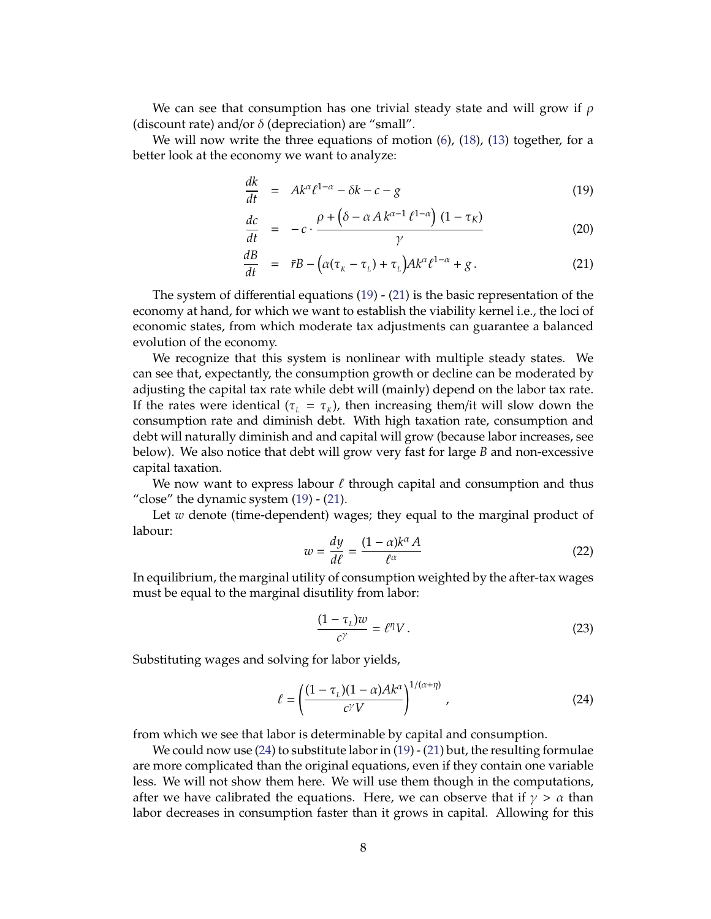We can see that consumption has one trivial steady state and will grow if $\rho$ (discount rate) and/or $\delta$ (depreciation) are "small".

We will now write the three equations of motion (6), (18), (13) together, for a better look at the economy we want to analyze:

$$
\begin{aligned}
\frac{dk}{dt} &= Ak^{\alpha}\ell^{1-\alpha} - \delta k - c - g && (19)\\
\frac{dc}{dt} &= -c \cdot \frac{\rho + \left(\delta - \alpha\, A\, k^{\alpha-1}\,\ell^{1-\alpha}\right)\,(1-\tau_K)}{\gamma} && (20)\\
\frac{dB}{dt} &= \bar{r}B - \left(\alpha(\tau_{K} - \tau_{L}) + \tau_{L}\right)Ak^{\alpha}\ell^{1-\alpha} + g\,. && (21)
\end{aligned}
$$

The system of differential equations (19) - (21) is the basic representation of the economy at hand, for which we want to establish the viability kernel i.e., the loci of economic states, from which moderate tax adjustments can guarantee a balanced evolution of the economy.

We recognize that this system is nonlinear with multiple steady states. We can see that, expectantly, the consumption growth or decline can be moderated by adjusting the capital tax rate while debt will (mainly) depend on the labor tax rate. If the rates were identical ($\tau_{L} = \tau_{K}$), then increasing them/it will slow down the consumption rate and diminish debt. With high taxation rate, consumption and debt will naturally diminish and and capital will grow (because labor increases, see below). We also notice that debt will grow very fast for large $B$ and non-excessive capital taxation.

We now want to express labour $\ell$ through capital and consumption and thus "close" the dynamic system (19) - (21).

Let $w$ denote (time-dependent) wages; they equal to the marginal product of labour:

$$
w = \frac{dy}{d\ell} = \frac{(1-\alpha)k^{\alpha}A}{\ell^{\alpha}} \qquad (22)
$$

In equilibrium, the marginal utility of consumption weighted by the after-tax wages must be equal to the marginal disutility from labor:

$$
\frac{(1-\tau_{L})w}{c^{\gamma}} = \ell^{\eta}V\,. \qquad (23)
$$

Substituting wages and solving for labor yields,

$$
\ell = \left(\frac{(1-\tau_{L})(1-\alpha)Ak^{\alpha}}{c^{\gamma}V}\right)^{1/(\alpha+\eta)}\,, \qquad (24)
$$

from which we see that labor is determinable by capital and consumption.

We could now use (24) to substitute labor in (19) - (21) but, the resulting formulae are more complicated than the original equations, even if they contain one variable less. We will not show them here. We will use them though in the computations, after we have calibrated the equations. Here, we can observe that if $\gamma > \alpha$ than labor decreases in consumption faster than it grows in capital. Allowing for this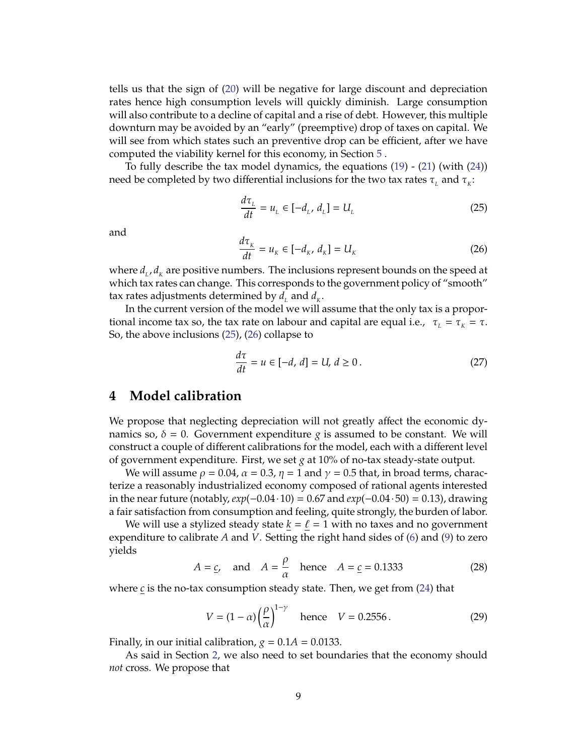tells us that the sign of (20) will be negative for large discount and depreciation rates hence high consumption levels will quickly diminish. Large consumption will also contribute to a decline of capital and a rise of debt. However, this multiple downturn may be avoided by an "early" (preemptive) drop of taxes on capital. We will see from which states such an preventive drop can be efficient, after we have computed the viability kernel for this economy, in Section 5 .

To fully describe the tax model dynamics, the equations (19) - (21) (with (24)) need be completed by two differential inclusions for the two tax rates $\tau_L$ and $\tau_K$:

$$\frac{d\tau_L}{dt} = u_L \in [-d_L, d_L] = U_L \tag{25}$$

and

$$\frac{d\tau_K}{dt} = u_K \in [-d_K, d_K] = U_K \tag{26}$$

where $d_L, d_K$ are positive numbers. The inclusions represent bounds on the speed at which tax rates can change. This corresponds to the government policy of "smooth" tax rates adjustments determined by $d_L$ and $d_K$.

In the current version of the model we will assume that the only tax is a proportional income tax so, the tax rate on labour and capital are equal i.e., $\tau_L = \tau_K = \tau$. So, the above inclusions (25), (26) collapse to

$$\frac{d\tau}{dt} = u \in [-d, d] = U, \, d \geq 0\,. \tag{27}$$

## 4 Model calibration

We propose that neglecting depreciation will not greatly affect the economic dynamics so, $\delta = 0$. Government expenditure $g$ is assumed to be constant. We will construct a couple of different calibrations for the model, each with a different level of government expenditure. First, we set $g$ at 10% of no-tax steady-state output.

We will assume $\rho = 0.04$, $\alpha = 0.3$, $\eta = 1$ and $\gamma = 0.5$ that, in broad terms, characterize a reasonably industrialized economy composed of rational agents interested in the near future (notably, $exp(-0.04 \cdot 10) = 0.67$ and $exp(-0.04 \cdot 50) = 0.13$), drawing a fair satisfaction from consumption and feeling, quite strongly, the burden of labor.

We will use a stylized steady state $\underline{k} = \underline{\ell} = 1$ with no taxes and no government expenditure to calibrate $A$ and $V$. Setting the right hand sides of (6) and (9) to zero yields

$$A = \underline{c}, \quad \text{and} \quad A = \frac{\rho}{\alpha} \quad \text{hence} \quad A = \underline{c} = 0.1333 \tag{28}$$

where $\underline{c}$ is the no-tax consumption steady state. Then, we get from (24) that

$$V = (1 - \alpha)\left(\frac{\rho}{\alpha}\right)^{1-\gamma} \quad \text{hence} \quad V = 0.2556\,. \tag{29}$$

Finally, in our initial calibration, $g = 0.1A = 0.0133$.

As said in Section 2, we also need to set boundaries that the economy should *not* cross. We propose that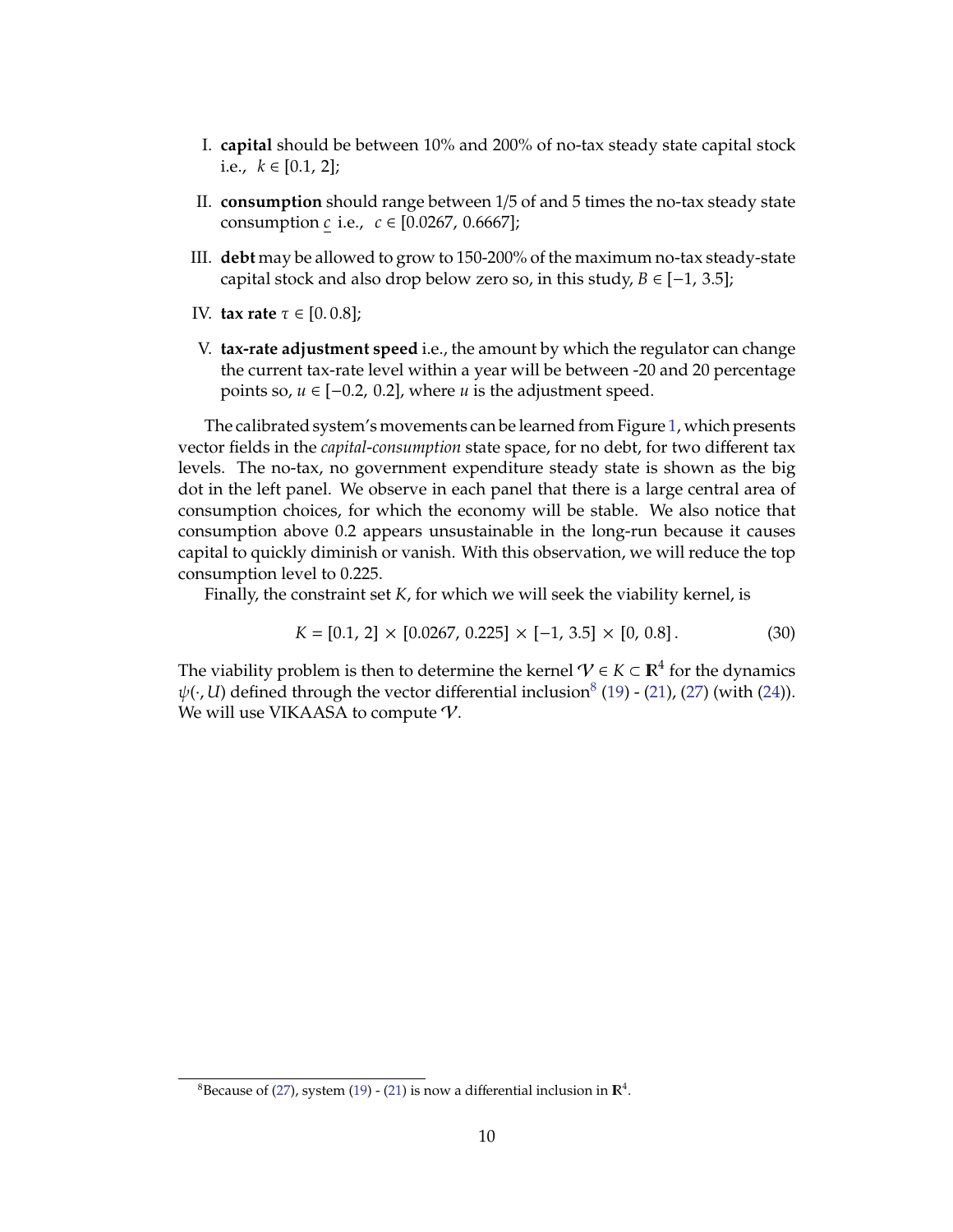I. **capital** should be between 10% and 200% of no-tax steady state capital stock i.e., $k \in [0.1, 2]$;

II. **consumption** should range between 1/5 of and 5 times the no-tax steady state consumption $\underline{c}$ i.e., $c \in [0.0267, 0.6667]$;

III. **debt** may be allowed to grow to 150-200% of the maximum no-tax steady-state capital stock and also drop below zero so, in this study, $B \in [-1, 3.5]$;

IV. **tax rate** $\tau \in [0. 0.8]$;

V. **tax-rate adjustment speed** i.e., the amount by which the regulator can change the current tax-rate level within a year will be between -20 and 20 percentage points so, $u \in [-0.2, 0.2]$, where $u$ is the adjustment speed.

The calibrated system's movements can be learned from Figure 1, which presents vector fields in the *capital-consumption* state space, for no debt, for two different tax levels. The no-tax, no government expenditure steady state is shown as the big dot in the left panel. We observe in each panel that there is a large central area of consumption choices, for which the economy will be stable. We also notice that consumption above 0.2 appears unsustainable in the long-run because it causes capital to quickly diminish or vanish. With this observation, we will reduce the top consumption level to 0.225.

Finally, the constraint set $K$, for which we will seek the viability kernel, is

$$K = [0.1, 2] \times [0.0267, 0.225] \times [-1, 3.5] \times [0, 0.8]\,. \tag{30}$$

The viability problem is then to determine the kernel $\mathcal{V} \in K \subset \mathbb{R}^4$ for the dynamics $\psi(\cdot, U)$ defined through the vector differential inclusion[8] (19) - (21), (27) (with (24)). We will use VIKAASA to compute $\mathcal{V}$.

[8] Because of (27), system (19) - (21) is now a differential inclusion in $\mathbb{R}^4$.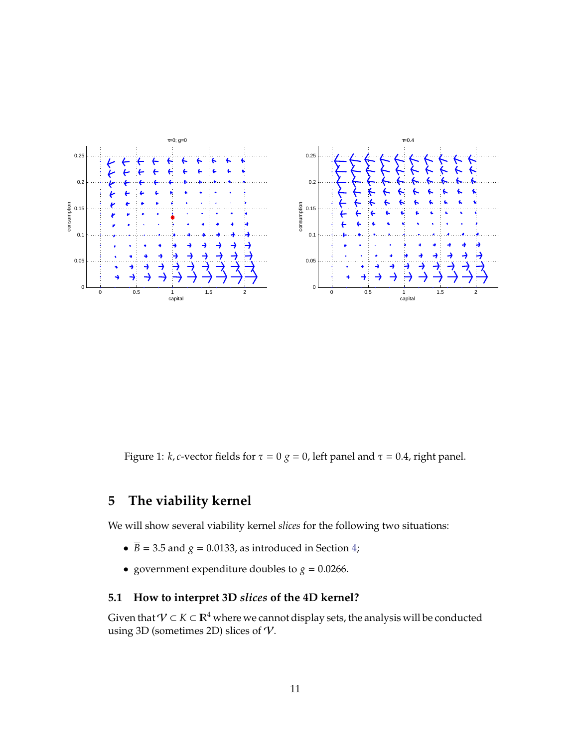Figure 1: $k, c$-vector fields for $\tau = 0$ $g = 0$, left panel and $\tau = 0.4$, right panel.

## 5 The viability kernel

We will show several viability kernel *slices* for the following two situations:

- $\overline{B} = 3.5$ and $g = 0.0133$, as introduced in Section 4;
- government expenditure doubles to $g = 0.0266$.

### 5.1 How to interpret 3D *slices* of the 4D kernel?

Given that $\mathcal{V} \subset K \subset \mathbf{R}^4$ where we cannot display sets, the analysis will be conducted using 3D (sometimes 2D) slices of $\mathcal{V}$.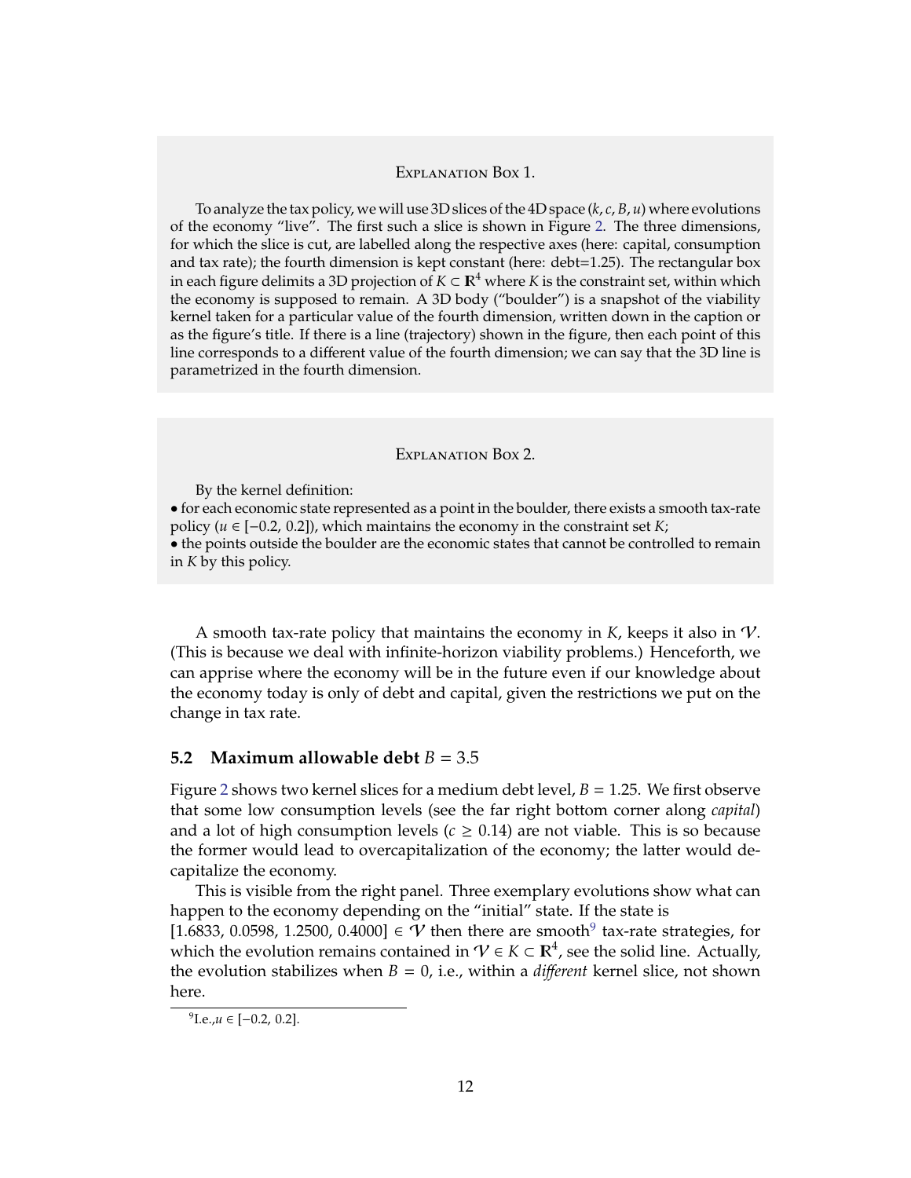Explanation Box 1.

To analyze the tax policy, we will use 3D slices of the 4D space $(k, c, B, u)$ where evolutions of the economy "live". The first such a slice is shown in Figure 2. The three dimensions, for which the slice is cut, are labelled along the respective axes (here: capital, consumption and tax rate); the fourth dimension is kept constant (here: debt=1.25). The rectangular box in each figure delimits a 3D projection of $K \subset \mathbf{R}^4$ where $K$ is the constraint set, within which the economy is supposed to remain. A 3D body ("boulder") is a snapshot of the viability kernel taken for a particular value of the fourth dimension, written down in the caption or as the figure's title. If there is a line (trajectory) shown in the figure, then each point of this line corresponds to a different value of the fourth dimension; we can say that the 3D line is parametrized in the fourth dimension.

Explanation Box 2.

By the kernel definition:

- for each economic state represented as a point in the boulder, there exists a smooth tax-rate policy ($u \in [-0.2, 0.2]$), which maintains the economy in the constraint set $K$;
- the points outside the boulder are the economic states that cannot be controlled to remain in $K$ by this policy.

A smooth tax-rate policy that maintains the economy in $K$, keeps it also in $\mathcal{V}$. (This is because we deal with infinite-horizon viability problems.) Henceforth, we can apprise where the economy will be in the future even if our knowledge about the economy today is only of debt and capital, given the restrictions we put on the change in tax rate.

## 5.2 Maximum allowable debt $B = 3.5$

Figure 2 shows two kernel slices for a medium debt level, $B = 1.25$. We first observe that some low consumption levels (see the far right bottom corner along *capital*) and a lot of high consumption levels ($c \geq 0.14$) are not viable. This is so because the former would lead to overcapitalization of the economy; the latter would decapitalize the economy.

This is visible from the right panel. Three exemplary evolutions show what can happen to the economy depending on the "initial" state. If the state is $[1.6833, 0.0598, 1.2500, 0.4000] \in \mathcal{V}$ then there are smooth[9] tax-rate strategies, for which the evolution remains contained in $\mathcal{V} \in K \subset \mathbf{R}^4$, see the solid line. Actually, the evolution stabilizes when $B = 0$, i.e., within a *different* kernel slice, not shown here.

[9] I.e., $u \in [-0.2, 0.2]$.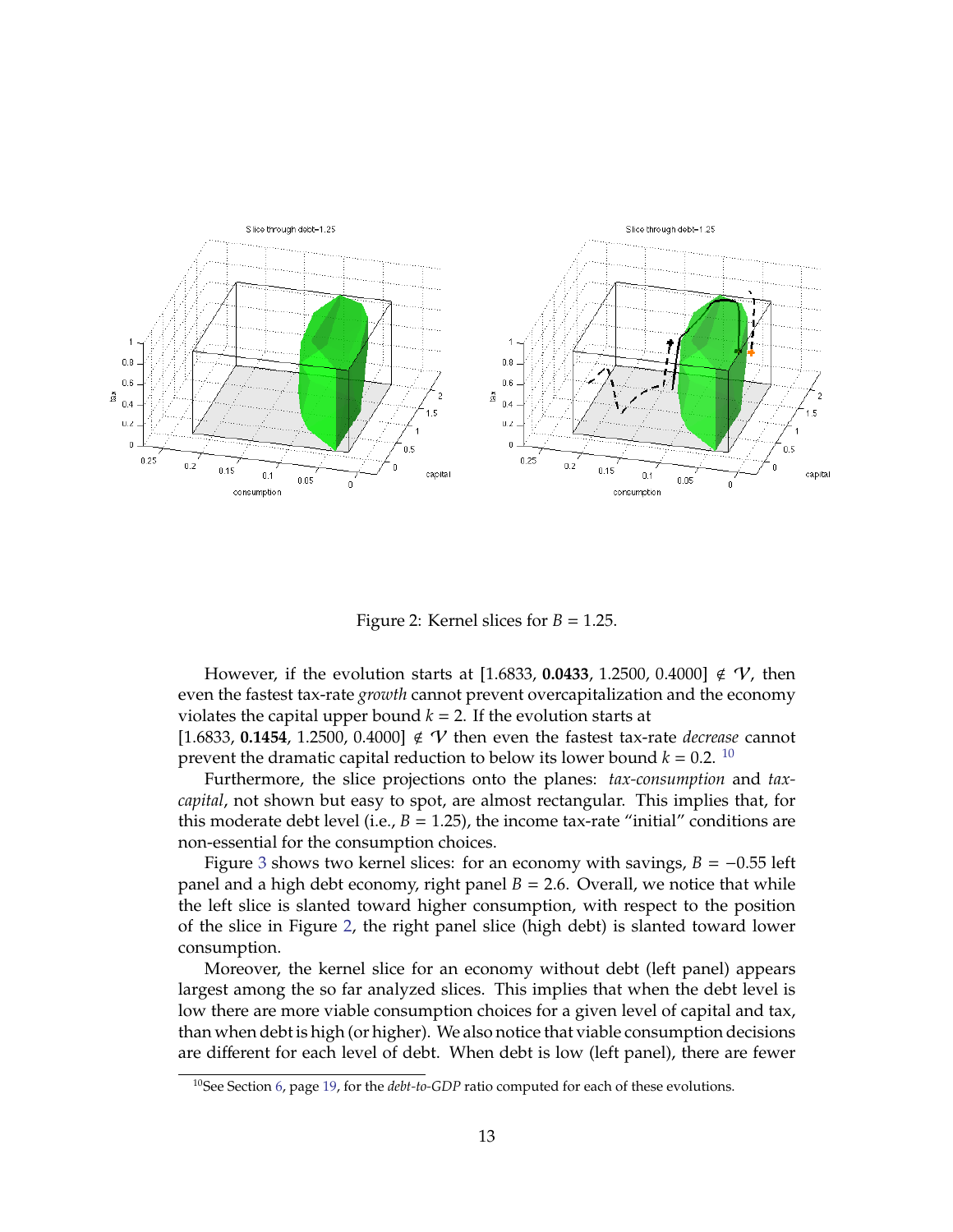Figure 2: Kernel slices for $B = 1.25$.

However, if the evolution starts at [1.6833, **0.0433**, 1.2500, 0.4000] $\notin \mathcal{V}$, then even the fastest tax-rate *growth* cannot prevent overcapitalization and the economy violates the capital upper bound $k = 2$. If the evolution starts at [1.6833, **0.1454**, 1.2500, 0.4000] $\notin \mathcal{V}$ then even the fastest tax-rate *decrease* cannot prevent the dramatic capital reduction to below its lower bound $k = 0.2$. [10]

Furthermore, the slice projections onto the planes: *tax-consumption* and *tax-capital*, not shown but easy to spot, are almost rectangular. This implies that, for this moderate debt level (i.e., $B = 1.25$), the income tax-rate "initial" conditions are non-essential for the consumption choices.

Figure 3 shows two kernel slices: for an economy with savings, $B = -0.55$ left panel and a high debt economy, right panel $B = 2.6$. Overall, we notice that while the left slice is slanted toward higher consumption, with respect to the position of the slice in Figure 2, the right panel slice (high debt) is slanted toward lower consumption.

Moreover, the kernel slice for an economy without debt (left panel) appears largest among the so far analyzed slices. This implies that when the debt level is low there are more viable consumption choices for a given level of capital and tax, than when debt is high (or higher). We also notice that viable consumption decisions are different for each level of debt. When debt is low (left panel), there are fewer

[10] See Section 6, page 19, for the *debt-to-GDP* ratio computed for each of these evolutions.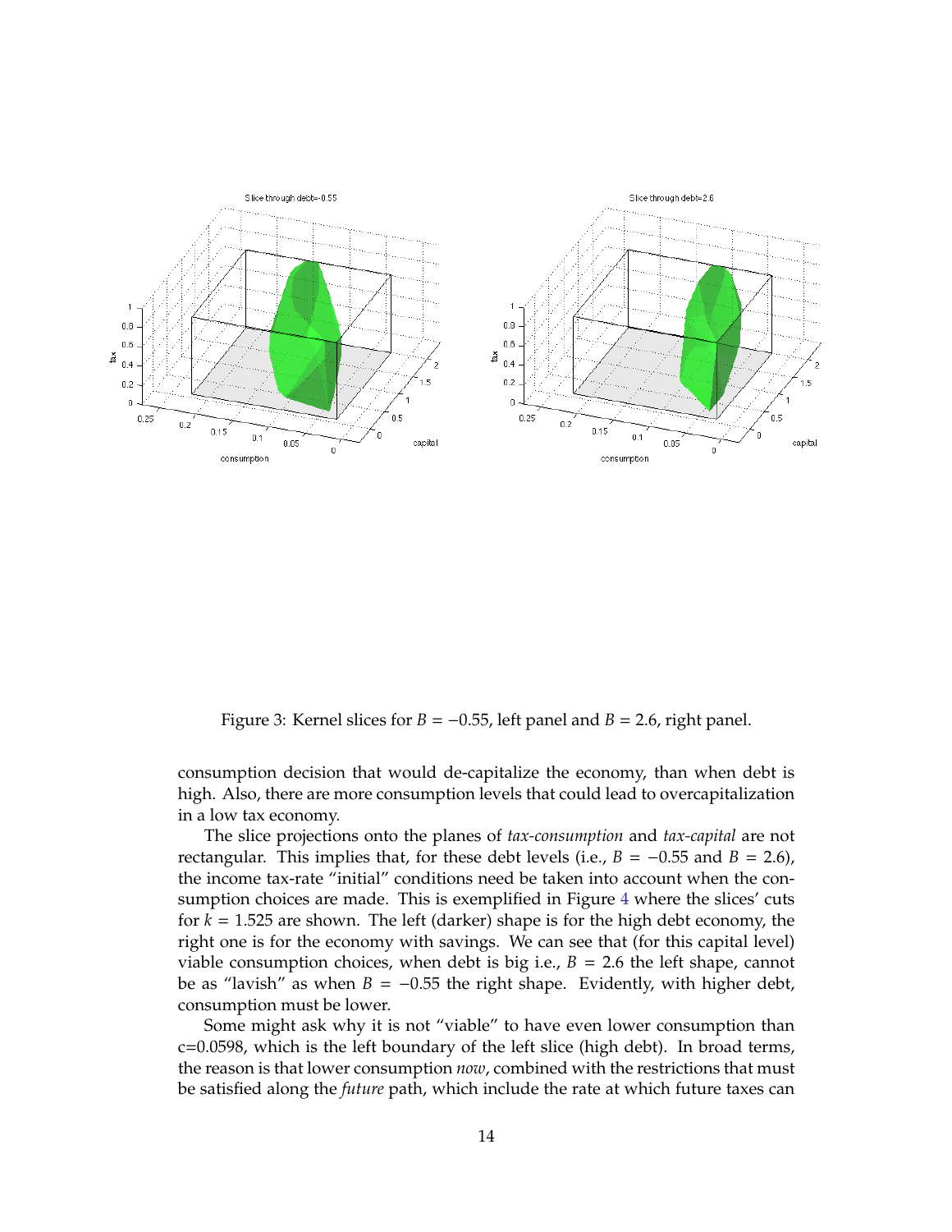Figure 3: Kernel slices for $B = -0.55$, left panel and $B = 2.6$, right panel.

consumption decision that would de-capitalize the economy, than when debt is high. Also, there are more consumption levels that could lead to overcapitalization in a low tax economy.

The slice projections onto the planes of *tax-consumption* and *tax-capital* are not rectangular. This implies that, for these debt levels (i.e., $B = -0.55$ and $B = 2.6$), the income tax-rate "initial" conditions need be taken into account when the consumption choices are made. This is exemplified in Figure 4 where the slices' cuts for $k = 1.525$ are shown. The left (darker) shape is for the high debt economy, the right one is for the economy with savings. We can see that (for this capital level) viable consumption choices, when debt is big i.e., $B = 2.6$ the left shape, cannot be as "lavish" as when $B = -0.55$ the right shape. Evidently, with higher debt, consumption must be lower.

Some might ask why it is not "viable" to have even lower consumption than c=0.0598, which is the left boundary of the left slice (high debt). In broad terms, the reason is that lower consumption *now*, combined with the restrictions that must be satisfied along the *future* path, which include the rate at which future taxes can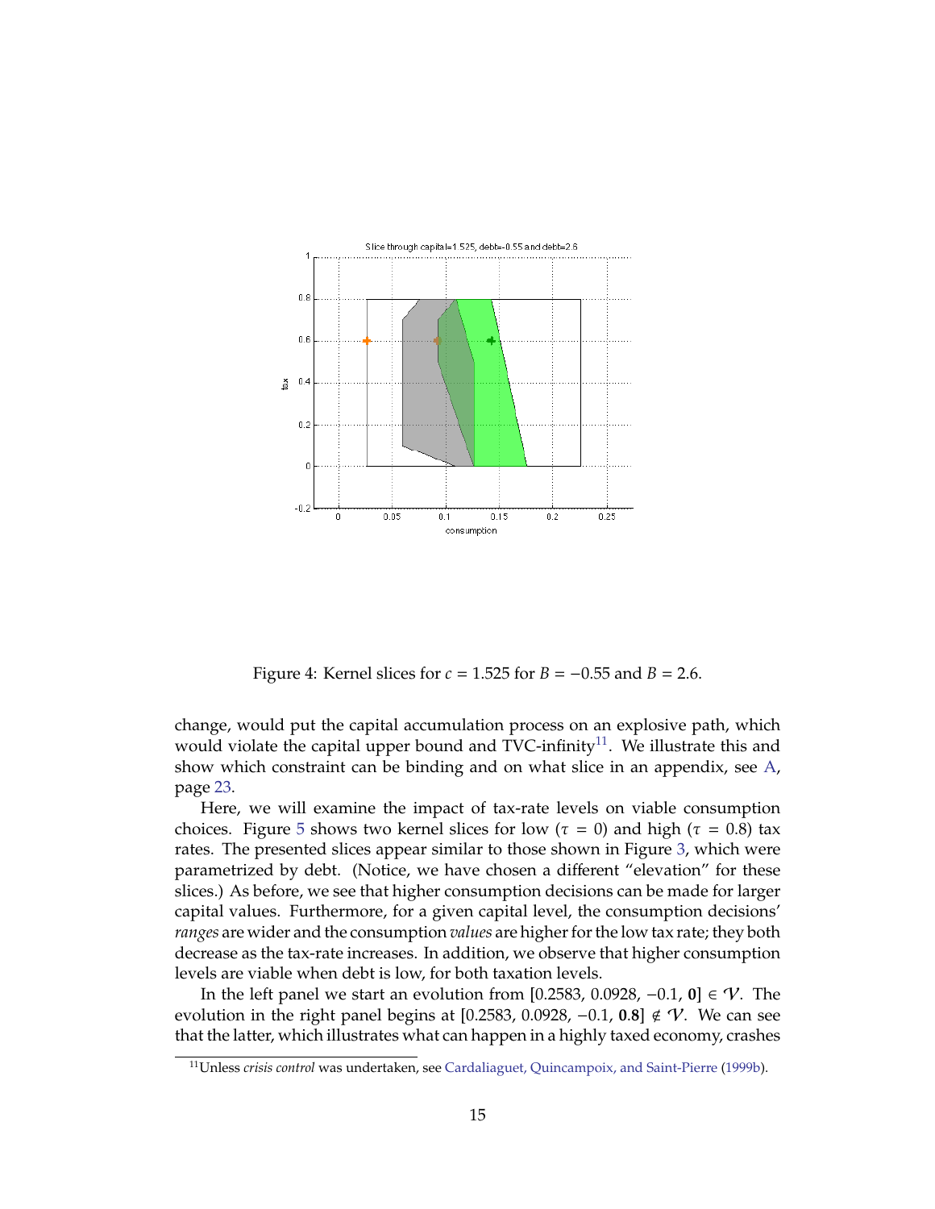Figure 4: Kernel slices for $c = 1.525$ for $B = -0.55$ and $B = 2.6$.

change, would put the capital accumulation process on an explosive path, which would violate the capital upper bound and TVC-infinity[11]. We illustrate this and show which constraint can be binding and on what slice in an appendix, see A, page 23.

Here, we will examine the impact of tax-rate levels on viable consumption choices. Figure 5 shows two kernel slices for low ($\tau = 0$) and high ($\tau = 0.8$) tax rates. The presented slices appear similar to those shown in Figure 3, which were parametrized by debt. (Notice, we have chosen a different "elevation" for these slices.) As before, we see that higher consumption decisions can be made for larger capital values. Furthermore, for a given capital level, the consumption decisions' *ranges* are wider and the consumption *values* are higher for the low tax rate; they both decrease as the tax-rate increases. In addition, we observe that higher consumption levels are viable when debt is low, for both taxation levels.

In the left panel we start an evolution from $[0.2583, 0.0928, -0.1, \mathbf{0}] \in \mathcal{V}$. The evolution in the right panel begins at $[0.2583, 0.0928, -0.1, \mathbf{0.8}] \notin \mathcal{V}$. We can see that the latter, which illustrates what can happen in a highly taxed economy, crashes

[11] Unless *crisis control* was undertaken, see Cardaliaguet, Quincampoix, and Saint-Pierre (1999b).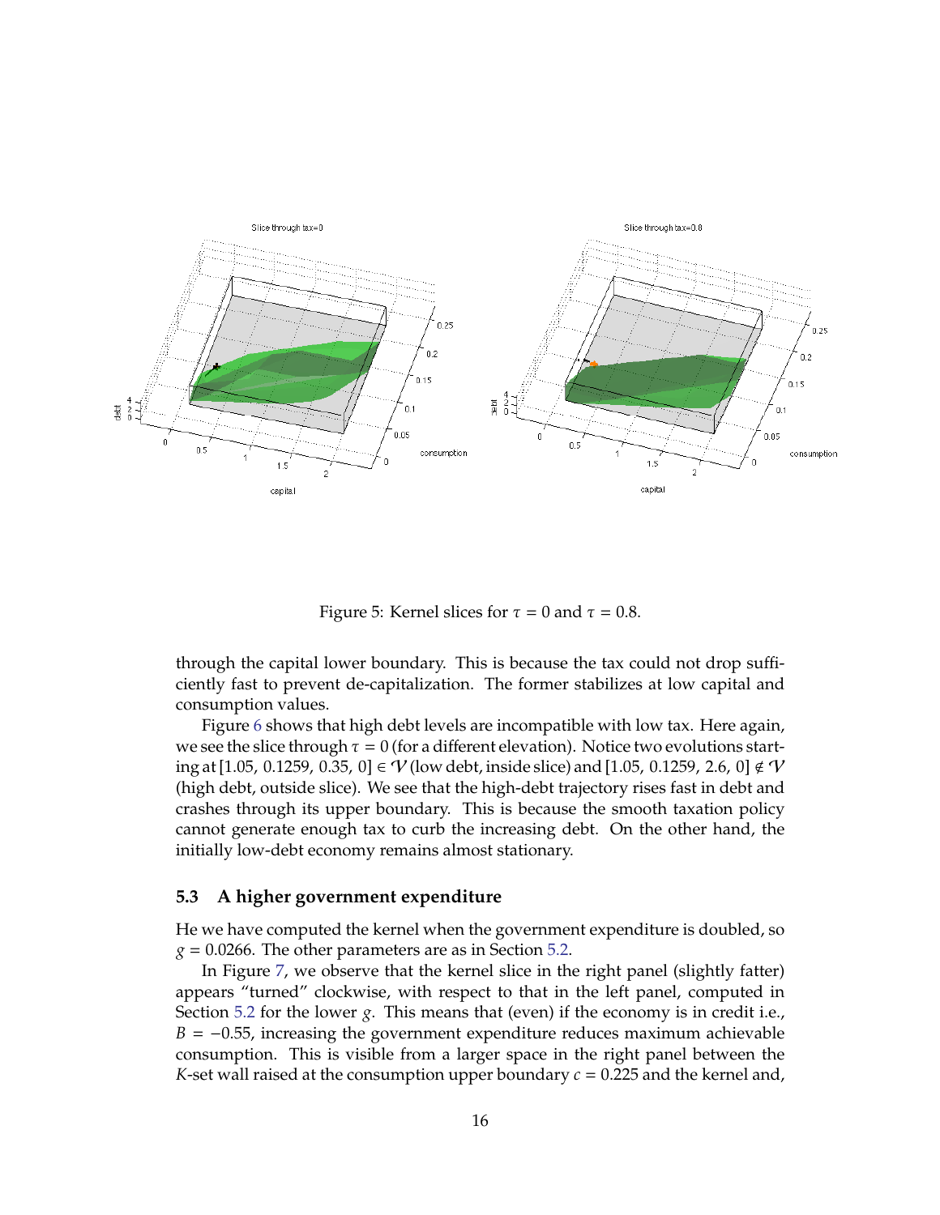Figure 5: Kernel slices for $\tau = 0$ and $\tau = 0.8$.

through the capital lower boundary. This is because the tax could not drop sufficiently fast to prevent de-capitalization. The former stabilizes at low capital and consumption values.

Figure 6 shows that high debt levels are incompatible with low tax. Here again, we see the slice through $\tau = 0$ (for a different elevation). Notice two evolutions starting at $[1.05, 0.1259, 0.35, 0] \in \mathcal{V}$ (low debt, inside slice) and $[1.05, 0.1259, 2.6, 0] \notin \mathcal{V}$ (high debt, outside slice). We see that the high-debt trajectory rises fast in debt and crashes through its upper boundary. This is because the smooth taxation policy cannot generate enough tax to curb the increasing debt. On the other hand, the initially low-debt economy remains almost stationary.

### 5.3 A higher government expenditure

He we have computed the kernel when the government expenditure is doubled, so $g = 0.0266$. The other parameters are as in Section 5.2.

In Figure 7, we observe that the kernel slice in the right panel (slightly fatter) appears "turned" clockwise, with respect to that in the left panel, computed in Section 5.2 for the lower $g$. This means that (even) if the economy is in credit i.e., $B = -0.55$, increasing the government expenditure reduces maximum achievable consumption. This is visible from a larger space in the right panel between the $K$-set wall raised at the consumption upper boundary $c = 0.225$ and the kernel and,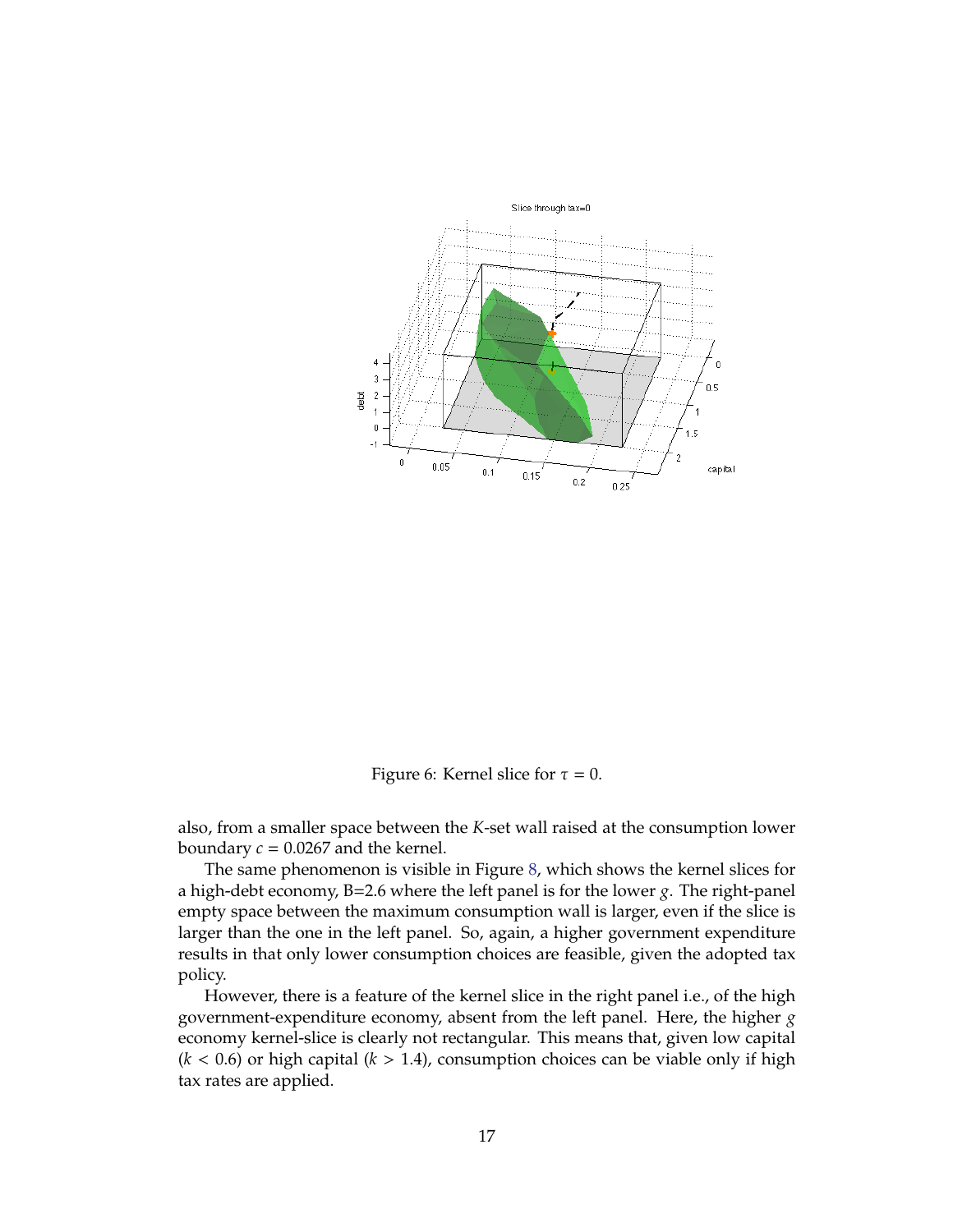Figure 6: Kernel slice for $\tau = 0$.

also, from a smaller space between the $K$-set wall raised at the consumption lower boundary $c = 0.0267$ and the kernel.

The same phenomenon is visible in Figure 8, which shows the kernel slices for a high-debt economy, B=2.6 where the left panel is for the lower $g$. The right-panel empty space between the maximum consumption wall is larger, even if the slice is larger than the one in the left panel. So, again, a higher government expenditure results in that only lower consumption choices are feasible, given the adopted tax policy.

However, there is a feature of the kernel slice in the right panel i.e., of the high government-expenditure economy, absent from the left panel. Here, the higher $g$ economy kernel-slice is clearly not rectangular. This means that, given low capital ($k < 0.6$) or high capital ($k > 1.4$), consumption choices can be viable only if high tax rates are applied.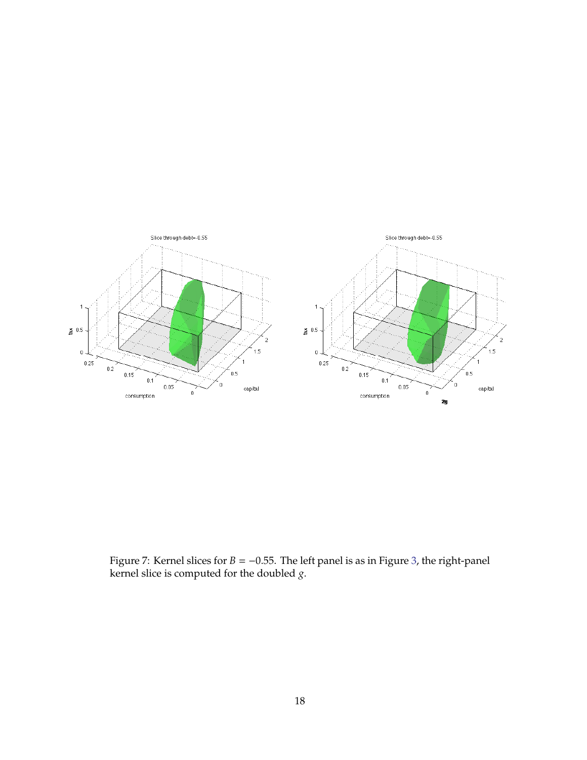Figure 7: Kernel slices for $B = -0.55$. The left panel is as in Figure 3, the right-panel kernel slice is computed for the doubled $g$.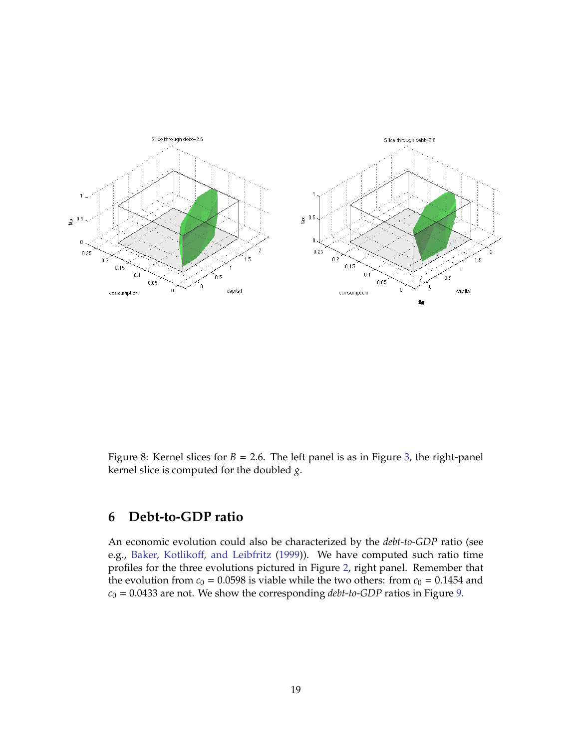Figure 8: Kernel slices for $B = 2.6$. The left panel is as in Figure 3, the right-panel kernel slice is computed for the doubled $g$.

## 6 Debt-to-GDP ratio

An economic evolution could also be characterized by the *debt-to-GDP* ratio (see e.g., Baker, Kotlikoff, and Leibfritz (1999)). We have computed such ratio time profiles for the three evolutions pictured in Figure 2, right panel. Remember that the evolution from $c_0 = 0.0598$ is viable while the two others: from $c_0 = 0.1454$ and $c_0 = 0.0433$ are not. We show the corresponding *debt-to-GDP* ratios in Figure 9.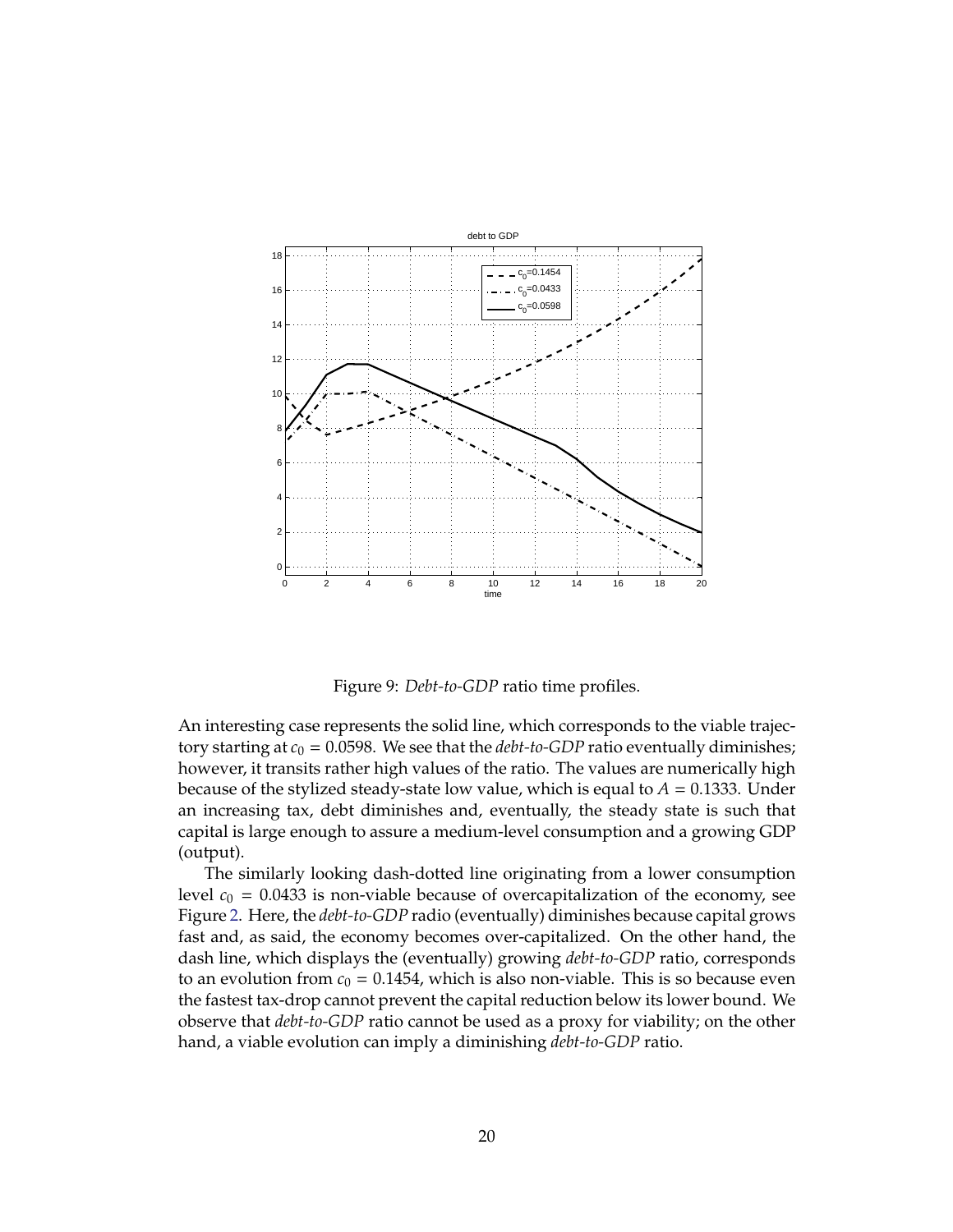Figure 9: *Debt-to-GDP* ratio time profiles.

An interesting case represents the solid line, which corresponds to the viable trajectory starting at $c_0 = 0.0598$. We see that the *debt-to-GDP* ratio eventually diminishes; however, it transits rather high values of the ratio. The values are numerically high because of the stylized steady-state low value, which is equal to $A = 0.1333$. Under an increasing tax, debt diminishes and, eventually, the steady state is such that capital is large enough to assure a medium-level consumption and a growing GDP (output).

The similarly looking dash-dotted line originating from a lower consumption level $c_0 = 0.0433$ is non-viable because of overcapitalization of the economy, see Figure 2. Here, the *debt-to-GDP* radio (eventually) diminishes because capital grows fast and, as said, the economy becomes over-capitalized. On the other hand, the dash line, which displays the (eventually) growing *debt-to-GDP* ratio, corresponds to an evolution from $c_0 = 0.1454$, which is also non-viable. This is so because even the fastest tax-drop cannot prevent the capital reduction below its lower bound. We observe that *debt-to-GDP* ratio cannot be used as a proxy for viability; on the other hand, a viable evolution can imply a diminishing *debt-to-GDP* ratio.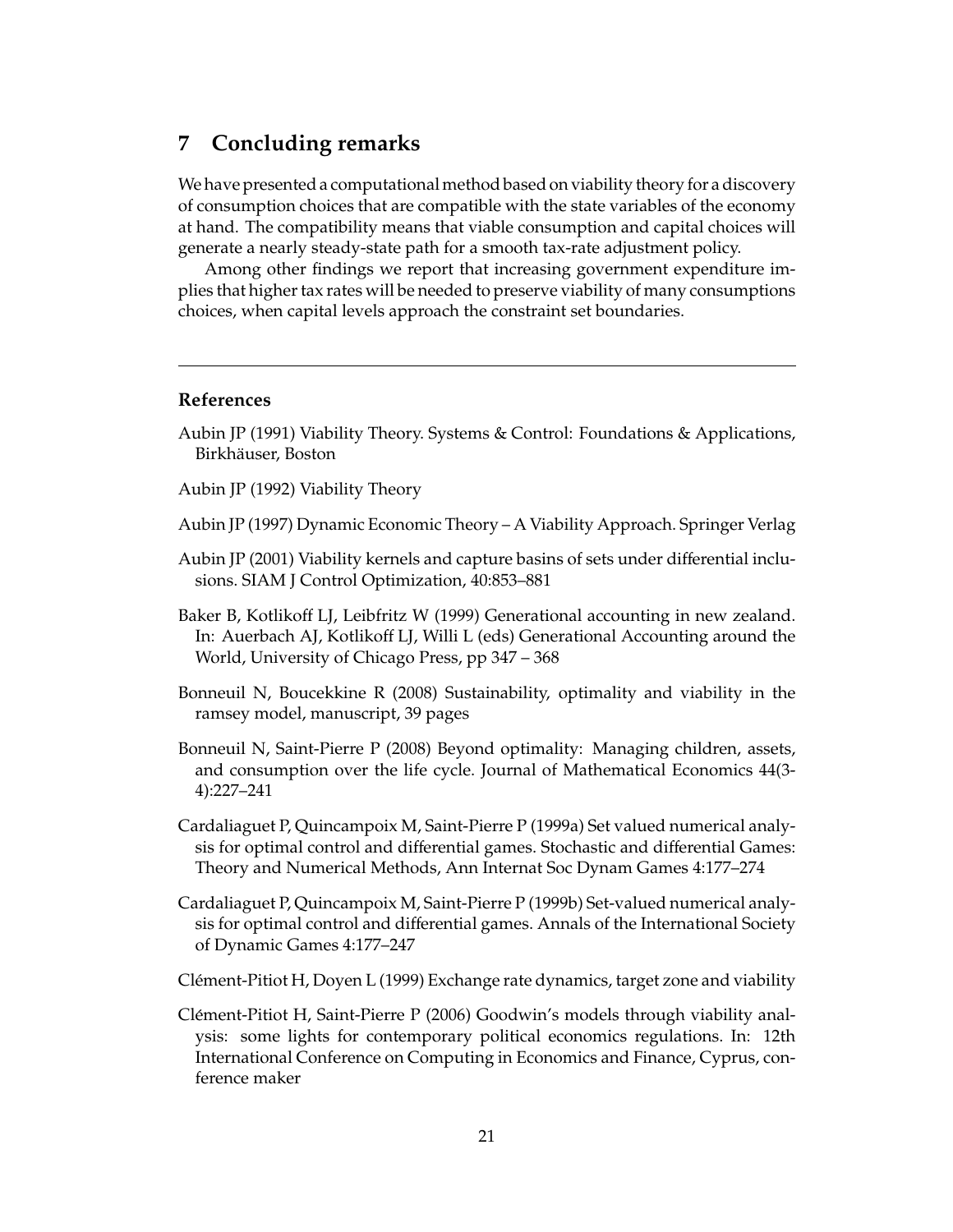## 7 Concluding remarks

We have presented a computational method based on viability theory for a discovery of consumption choices that are compatible with the state variables of the economy at hand. The compatibility means that viable consumption and capital choices will generate a nearly steady-state path for a smooth tax-rate adjustment policy.

Among other findings we report that increasing government expenditure implies that higher tax rates will be needed to preserve viability of many consumptions choices, when capital levels approach the constraint set boundaries.

---

### References

Aubin JP (1991) Viability Theory. Systems & Control: Foundations & Applications, Birkhäuser, Boston

Aubin JP (1992) Viability Theory

Aubin JP (1997) Dynamic Economic Theory – A Viability Approach. Springer Verlag

Aubin JP (2001) Viability kernels and capture basins of sets under differential inclusions. SIAM J Control Optimization, 40:853–881

Baker B, Kotlikoff LJ, Leibfritz W (1999) Generational accounting in new zealand. In: Auerbach AJ, Kotlikoff LJ, Willi L (eds) Generational Accounting around the World, University of Chicago Press, pp 347 – 368

Bonneuil N, Boucekkine R (2008) Sustainability, optimality and viability in the ramsey model, manuscript, 39 pages

Bonneuil N, Saint-Pierre P (2008) Beyond optimality: Managing children, assets, and consumption over the life cycle. Journal of Mathematical Economics 44(3-4):227–241

Cardaliaguet P, Quincampoix M, Saint-Pierre P (1999a) Set valued numerical analysis for optimal control and differential games. Stochastic and differential Games: Theory and Numerical Methods, Ann Internat Soc Dynam Games 4:177–274

Cardaliaguet P, Quincampoix M, Saint-Pierre P (1999b) Set-valued numerical analysis for optimal control and differential games. Annals of the International Society of Dynamic Games 4:177–247

Clément-Pitiot H, Doyen L (1999) Exchange rate dynamics, target zone and viability

Clément-Pitiot H, Saint-Pierre P (2006) Goodwin's models through viability analysis: some lights for contemporary political economics regulations. In: 12th International Conference on Computing in Economics and Finance, Cyprus, conference maker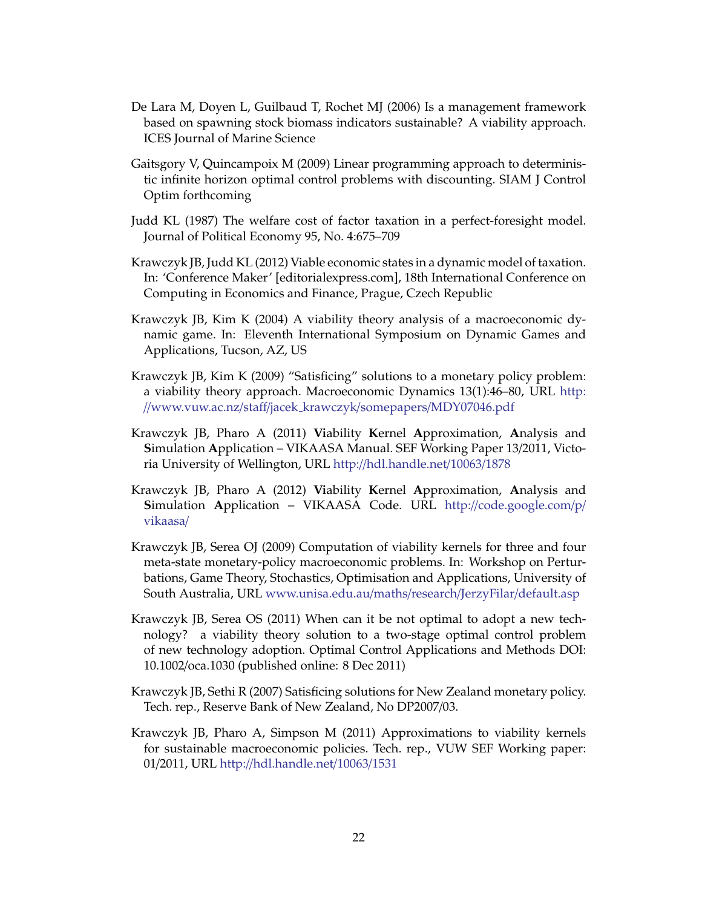De Lara M, Doyen L, Guilbaud T, Rochet MJ (2006) Is a management framework based on spawning stock biomass indicators sustainable? A viability approach. ICES Journal of Marine Science

Gaitsgory V, Quincampoix M (2009) Linear programming approach to deterministic infinite horizon optimal control problems with discounting. SIAM J Control Optim forthcoming

Judd KL (1987) The welfare cost of factor taxation in a perfect-foresight model. Journal of Political Economy 95, No. 4:675–709

Krawczyk JB, Judd KL (2012) Viable economic states in a dynamic model of taxation. In: 'Conference Maker' [editorialexpress.com], 18th International Conference on Computing in Economics and Finance, Prague, Czech Republic

Krawczyk JB, Kim K (2004) A viability theory analysis of a macroeconomic dynamic game. In: Eleventh International Symposium on Dynamic Games and Applications, Tucson, AZ, US

Krawczyk JB, Kim K (2009) "Satisficing" solutions to a monetary policy problem: a viability theory approach. Macroeconomic Dynamics 13(1):46–80, URL http://www.vuw.ac.nz/staff/jacek_krawczyk/somepapers/MDY07046.pdf

Krawczyk JB, Pharo A (2011) **Vi**ability **K**ernel **A**pproximation, **A**nalysis and **S**imulation **A**pplication – VIKAASA Manual. SEF Working Paper 13/2011, Victoria University of Wellington, URL http://hdl.handle.net/10063/1878

Krawczyk JB, Pharo A (2012) **Vi**ability **K**ernel **A**pproximation, **A**nalysis and **S**imulation **A**pplication – VIKAASA Code. URL http://code.google.com/p/vikaasa/

Krawczyk JB, Serea OJ (2009) Computation of viability kernels for three and four meta-state monetary-policy macroeconomic problems. In: Workshop on Perturbations, Game Theory, Stochastics, Optimisation and Applications, University of South Australia, URL www.unisa.edu.au/maths/research/JerzyFilar/default.asp

Krawczyk JB, Serea OS (2011) When can it be not optimal to adopt a new technology? a viability theory solution to a two-stage optimal control problem of new technology adoption. Optimal Control Applications and Methods DOI: 10.1002/oca.1030 (published online: 8 Dec 2011)

Krawczyk JB, Sethi R (2007) Satisficing solutions for New Zealand monetary policy. Tech. rep., Reserve Bank of New Zealand, No DP2007/03.

Krawczyk JB, Pharo A, Simpson M (2011) Approximations to viability kernels for sustainable macroeconomic policies. Tech. rep., VUW SEF Working paper: 01/2011, URL http://hdl.handle.net/10063/1531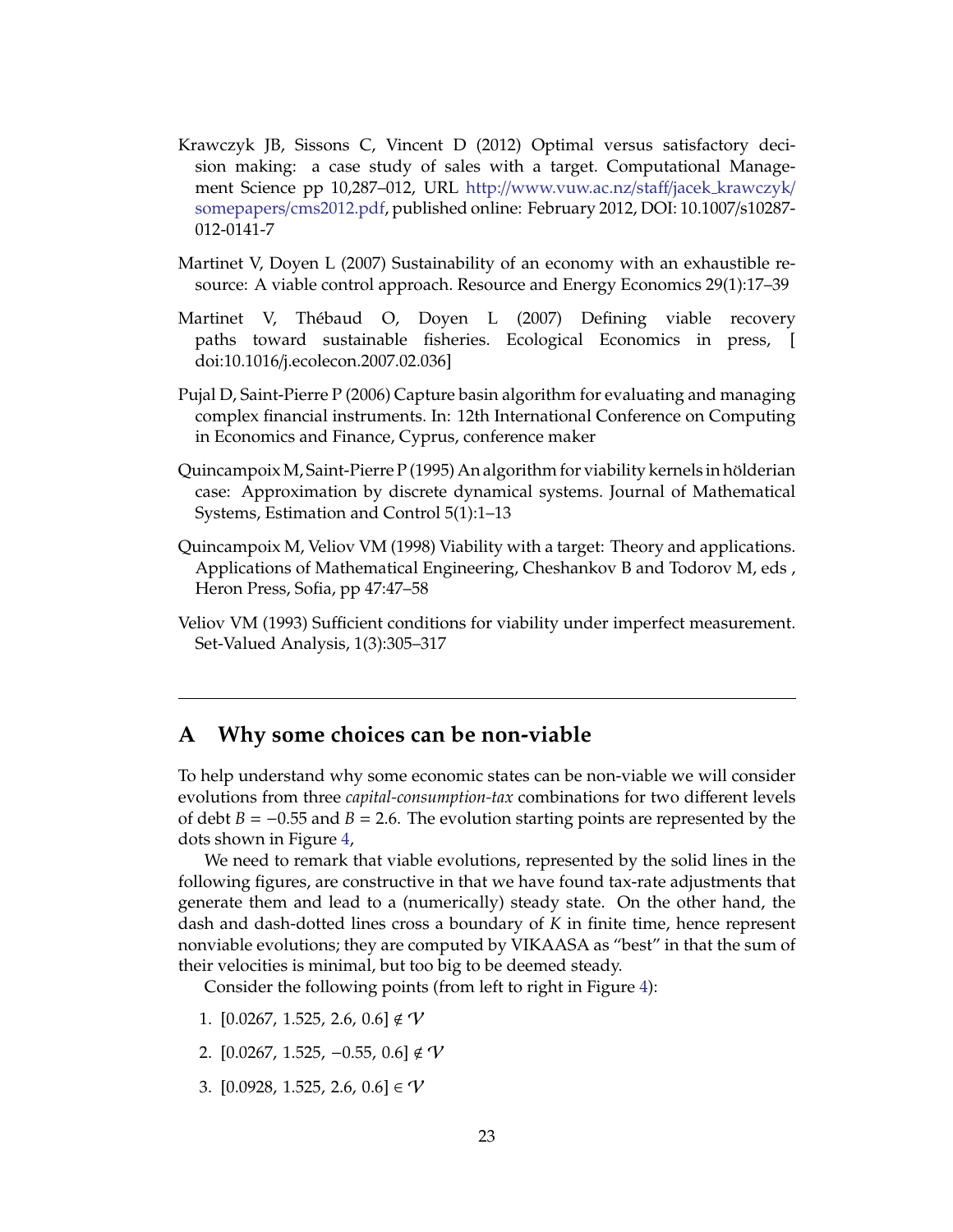Krawczyk JB, Sissons C, Vincent D (2012) Optimal versus satisfactory decision making: a case study of sales with a target. Computational Management Science pp 10,287–012, URL http://www.vuw.ac.nz/staff/jacek_krawczyk/somepapers/cms2012.pdf, published online: February 2012, DOI: 10.1007/s10287-012-0141-7

Martinet V, Doyen L (2007) Sustainability of an economy with an exhaustible resource: A viable control approach. Resource and Energy Economics 29(1):17–39

Martinet V, Thébaud O, Doyen L (2007) Defining viable recovery paths toward sustainable fisheries. Ecological Economics in press, [ doi:10.1016/j.ecolecon.2007.02.036]

Pujal D, Saint-Pierre P (2006) Capture basin algorithm for evaluating and managing complex financial instruments. In: 12th International Conference on Computing in Economics and Finance, Cyprus, conference maker

Quincampoix M, Saint-Pierre P (1995) An algorithm for viability kernels in hölderian case: Approximation by discrete dynamical systems. Journal of Mathematical Systems, Estimation and Control 5(1):1–13

Quincampoix M, Veliov VM (1998) Viability with a target: Theory and applications. Applications of Mathematical Engineering, Cheshankov B and Todorov M, eds , Heron Press, Sofia, pp 47:47–58

Veliov VM (1993) Sufficient conditions for viability under imperfect measurement. Set-Valued Analysis, 1(3):305–317

---

# A Why some choices can be non-viable

To help understand why some economic states can be non-viable we will consider evolutions from three *capital-consumption-tax* combinations for two different levels of debt $B = -0.55$ and $B = 2.6$. The evolution starting points are represented by the dots shown in Figure 4,

We need to remark that viable evolutions, represented by the solid lines in the following figures, are constructive in that we have found tax-rate adjustments that generate them and lead to a (numerically) steady state. On the other hand, the dash and dash-dotted lines cross a boundary of $K$ in finite time, hence represent nonviable evolutions; they are computed by VIKAASA as "best" in that the sum of their velocities is minimal, but too big to be deemed steady.

Consider the following points (from left to right in Figure 4):

1. $[0.0267, 1.525, 2.6, 0.6] \notin \mathcal{V}$
2. $[0.0267, 1.525, -0.55, 0.6] \notin \mathcal{V}$
3. $[0.0928, 1.525, 2.6, 0.6] \in \mathcal{V}$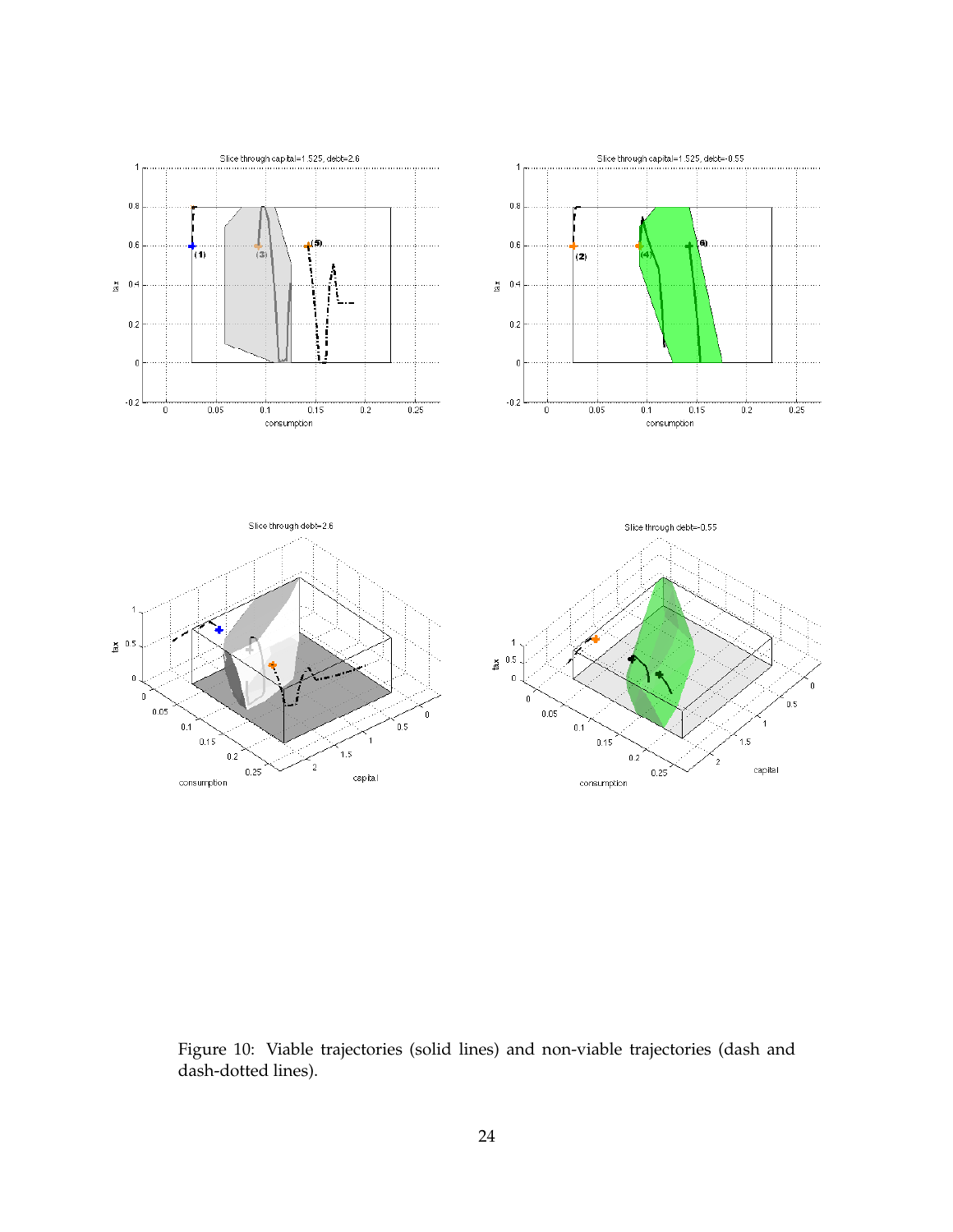Figure 10: Viable trajectories (solid lines) and non-viable trajectories (dash and dash-dotted lines).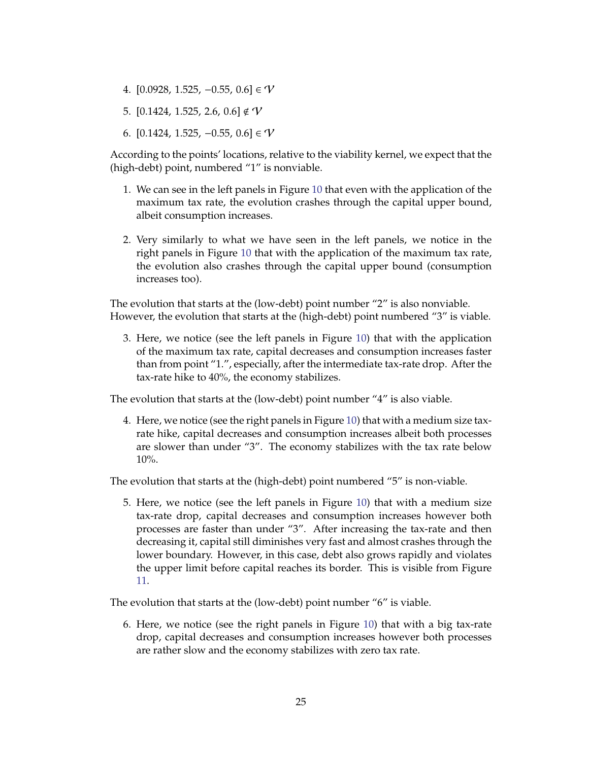4. $[0.0928, 1.525, -0.55, 0.6] \in \mathcal{V}$
5. $[0.1424, 1.525, 2.6, 0.6] \notin \mathcal{V}$
6. $[0.1424, 1.525, -0.55, 0.6] \in \mathcal{V}$

According to the points' locations, relative to the viability kernel, we expect that the (high-debt) point, numbered "1" is nonviable.

1. We can see in the left panels in Figure 10 that even with the application of the maximum tax rate, the evolution crashes through the capital upper bound, albeit consumption increases.
2. Very similarly to what we have seen in the left panels, we notice in the right panels in Figure 10 that with the application of the maximum tax rate, the evolution also crashes through the capital upper bound (consumption increases too).

The evolution that starts at the (low-debt) point number "2" is also nonviable. However, the evolution that starts at the (high-debt) point numbered "3" is viable.

3. Here, we notice (see the left panels in Figure 10) that with the application of the maximum tax rate, capital decreases and consumption increases faster than from point "1.", especially, after the intermediate tax-rate drop. After the tax-rate hike to 40%, the economy stabilizes.

The evolution that starts at the (low-debt) point number "4" is also viable.

4. Here, we notice (see the right panels in Figure 10) that with a medium size tax-rate hike, capital decreases and consumption increases albeit both processes are slower than under "3". The economy stabilizes with the tax rate below 10%.

The evolution that starts at the (high-debt) point numbered "5" is non-viable.

5. Here, we notice (see the left panels in Figure 10) that with a medium size tax-rate drop, capital decreases and consumption increases however both processes are faster than under "3". After increasing the tax-rate and then decreasing it, capital still diminishes very fast and almost crashes through the lower boundary. However, in this case, debt also grows rapidly and violates the upper limit before capital reaches its border. This is visible from Figure 11.

The evolution that starts at the (low-debt) point number "6" is viable.

6. Here, we notice (see the right panels in Figure 10) that with a big tax-rate drop, capital decreases and consumption increases however both processes are rather slow and the economy stabilizes with zero tax rate.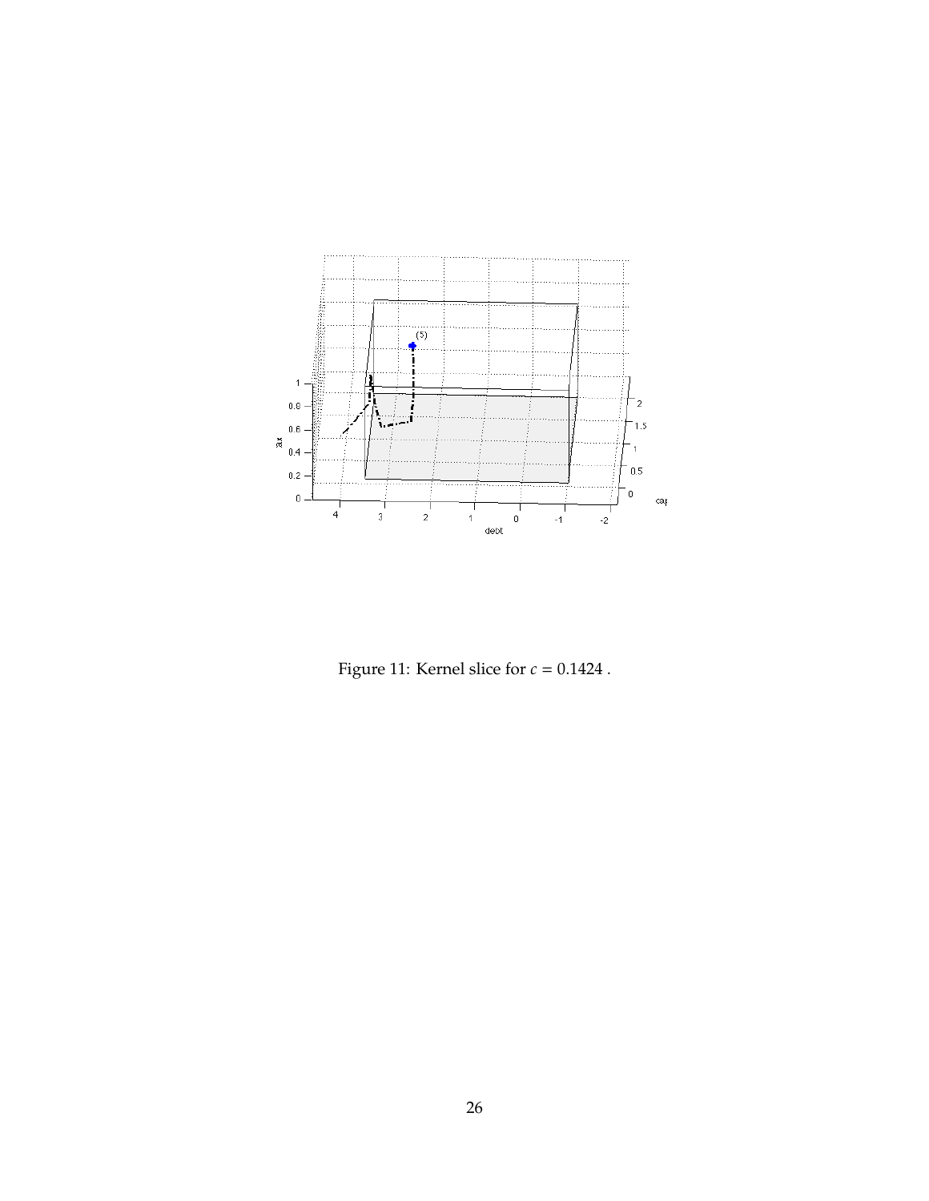ax

1

0.8

0.6

0.4

0.2

0

4

3

2

1

0

-1

-2

debt

0

0.5

1

1.5

2

cap

(5)

Figure 11: Kernel slice for $c = 0.1424$ .